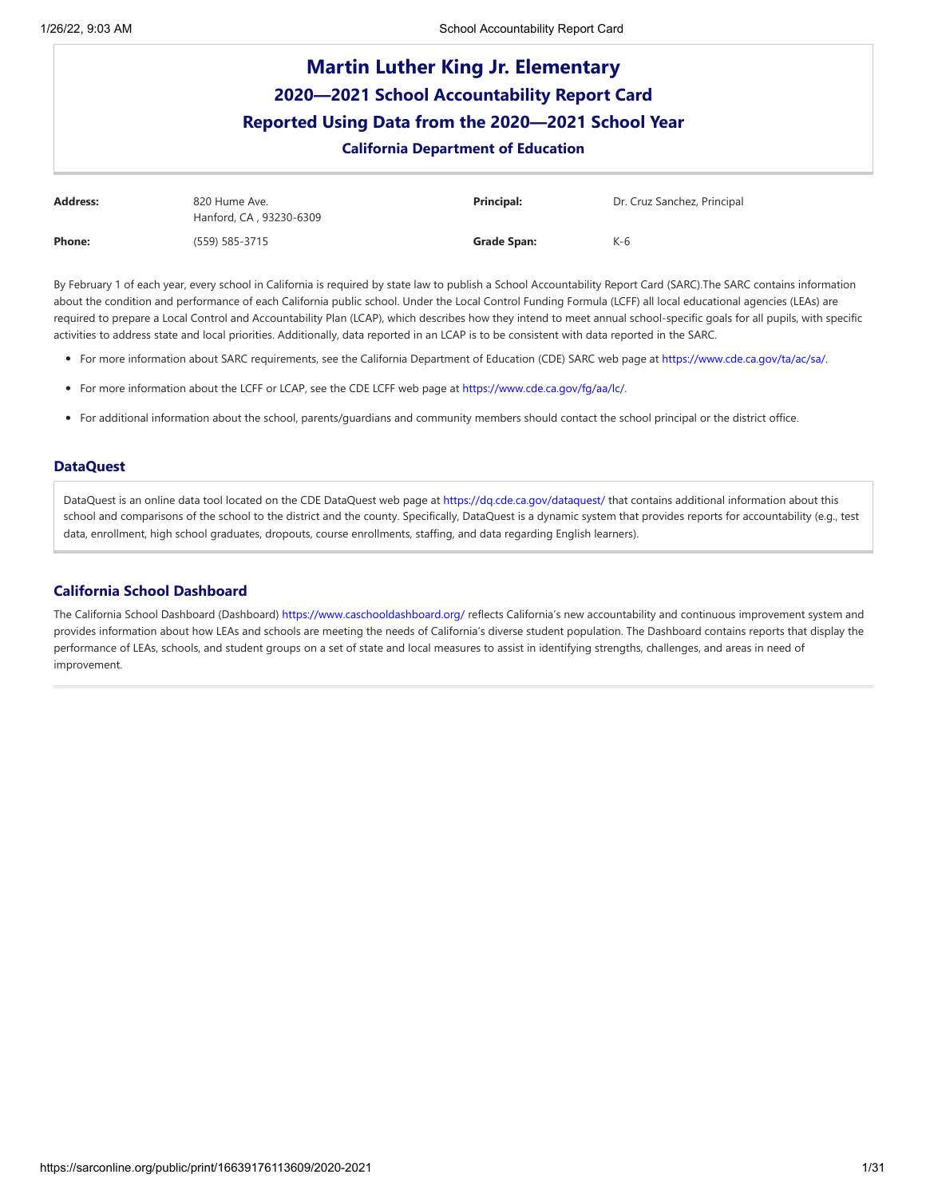# Martin Luther King Jr. Elementary

## 2020—2021 School Accountability Report Card

## Reported Using Data from the 2020—2021 School Year

### California Department of Education

| | | | |
|---|---|---|---|
| **Address:** | 820 Hume Ave. Hanford, CA , 93230-6309 | **Principal:** | Dr. Cruz Sanchez, Principal |
| **Phone:** | (559) 585-3715 | **Grade Span:** | K-6 |

By February 1 of each year, every school in California is required by state law to publish a School Accountability Report Card (SARC).The SARC contains information about the condition and performance of each California public school. Under the Local Control Funding Formula (LCFF) all local educational agencies (LEAs) are required to prepare a Local Control and Accountability Plan (LCAP), which describes how they intend to meet annual school-specific goals for all pupils, with specific activities to address state and local priorities. Additionally, data reported in an LCAP is to be consistent with data reported in the SARC.

- For more information about SARC requirements, see the California Department of Education (CDE) SARC web page at https://www.cde.ca.gov/ta/ac/sa/.
- For more information about the LCFF or LCAP, see the CDE LCFF web page at https://www.cde.ca.gov/fg/aa/lc/.
- For additional information about the school, parents/guardians and community members should contact the school principal or the district office.

### DataQuest

DataQuest is an online data tool located on the CDE DataQuest web page at https://dq.cde.ca.gov/dataquest/ that contains additional information about this school and comparisons of the school to the district and the county. Specifically, DataQuest is a dynamic system that provides reports for accountability (e.g., test data, enrollment, high school graduates, dropouts, course enrollments, staffing, and data regarding English learners).

### California School Dashboard

The California School Dashboard (Dashboard) https://www.caschooldashboard.org/ reflects California's new accountability and continuous improvement system and provides information about how LEAs and schools are meeting the needs of California's diverse student population. The Dashboard contains reports that display the performance of LEAs, schools, and student groups on a set of state and local measures to assist in identifying strengths, challenges, and areas in need of improvement.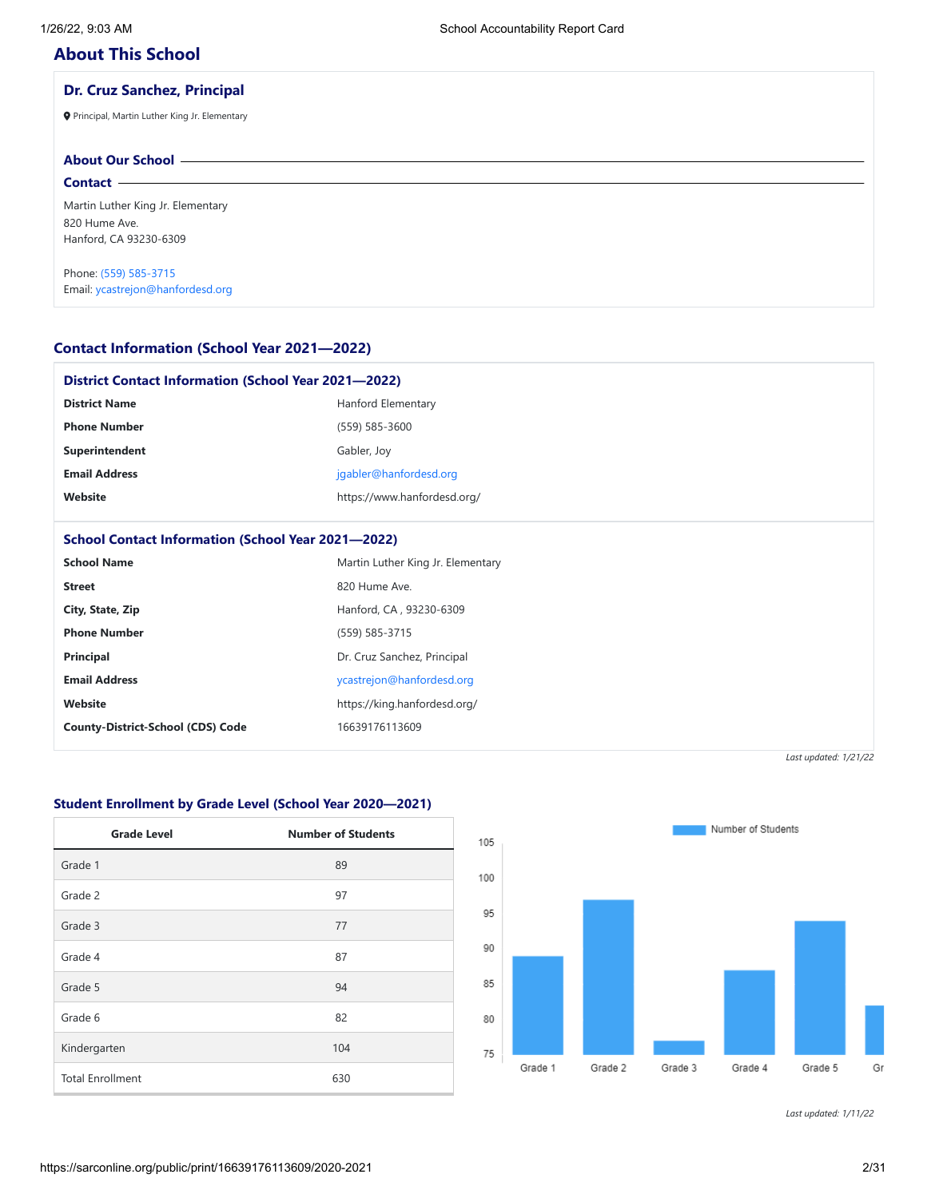## About This School

### Dr. Cruz Sanchez, Principal

Principal, Martin Luther King Jr. Elementary

#### About Our School

#### Contact

Martin Luther King Jr. Elementary
820 Hume Ave.
Hanford, CA 93230-6309

Phone: (559) 585-3715
Email: ycastrejon@hanfordesd.org

## Contact Information (School Year 2021—2022)

### District Contact Information (School Year 2021—2022)

| | |
|---|---|
| **District Name** | Hanford Elementary |
| **Phone Number** | (559) 585-3600 |
| **Superintendent** | Gabler, Joy |
| **Email Address** | jgabler@hanfordesd.org |
| **Website** | https://www.hanfordesd.org/ |

### School Contact Information (School Year 2021—2022)

| | |
|---|---|
| **School Name** | Martin Luther King Jr. Elementary |
| **Street** | 820 Hume Ave. |
| **City, State, Zip** | Hanford, CA , 93230-6309 |
| **Phone Number** | (559) 585-3715 |
| **Principal** | Dr. Cruz Sanchez, Principal |
| **Email Address** | ycastrejon@hanfordesd.org |
| **Website** | https://king.hanfordesd.org/ |
| **County-District-School (CDS) Code** | 16639176113609 |

*Last updated: 1/21/22*

## Student Enrollment by Grade Level (School Year 2020—2021)

| Grade Level | Number of Students |
|---|---|
| Grade 1 | 89 |
| Grade 2 | 97 |
| Grade 3 | 77 |
| Grade 4 | 87 |
| Grade 5 | 94 |
| Grade 6 | 82 |
| Kindergarten | 104 |
| Total Enrollment | 630 |

*Last updated: 1/11/22*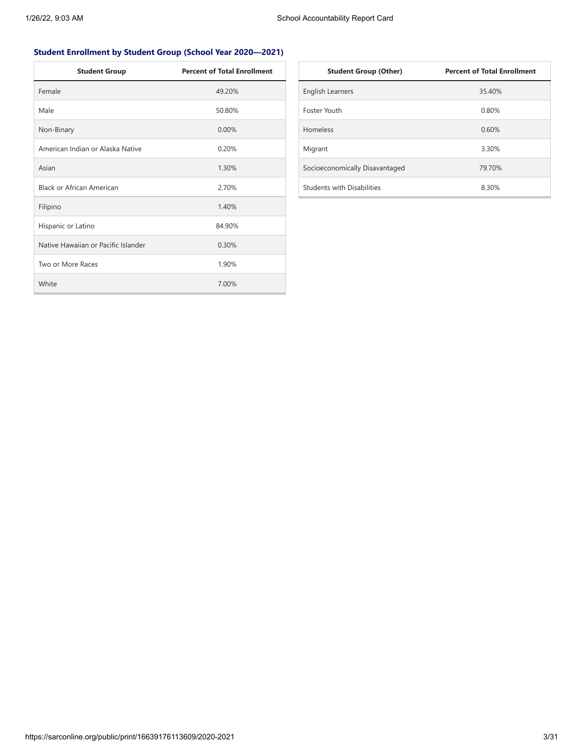### Student Enrollment by Student Group (School Year 2020—2021)

| Student Group | Percent of Total Enrollment |
| --- | --- |
| Female | 49.20% |
| Male | 50.80% |
| Non-Binary | 0.00% |
| American Indian or Alaska Native | 0.20% |
| Asian | 1.30% |
| Black or African American | 2.70% |
| Filipino | 1.40% |
| Hispanic or Latino | 84.90% |
| Native Hawaiian or Pacific Islander | 0.30% |
| Two or More Races | 1.90% |
| White | 7.00% |

| Student Group (Other) | Percent of Total Enrollment |
| --- | --- |
| English Learners | 35.40% |
| Foster Youth | 0.80% |
| Homeless | 0.60% |
| Migrant | 3.30% |
| Socioeconomically Disavantaged | 79.70% |
| Students with Disabilities | 8.30% |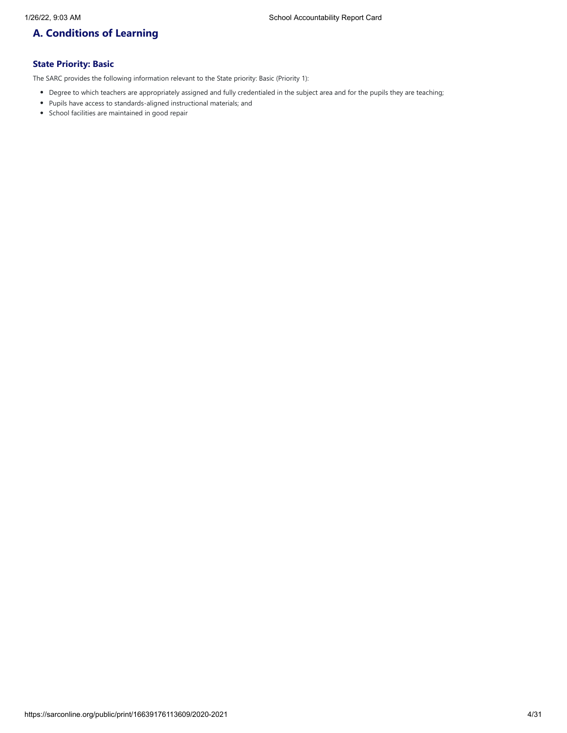## A. Conditions of Learning

### State Priority: Basic

The SARC provides the following information relevant to the State priority: Basic (Priority 1):

- Degree to which teachers are appropriately assigned and fully credentialed in the subject area and for the pupils they are teaching;
- Pupils have access to standards-aligned instructional materials; and
- School facilities are maintained in good repair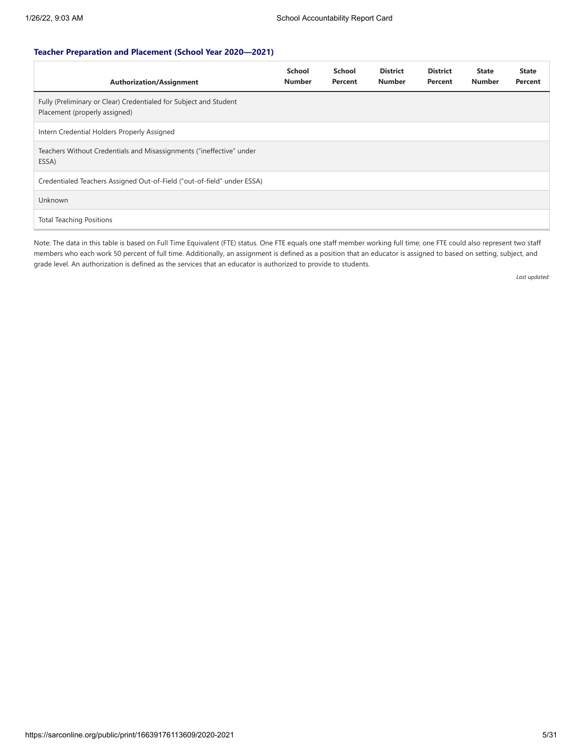### Teacher Preparation and Placement (School Year 2020—2021)

| Authorization/Assignment | School Number | School Percent | District Number | District Percent | State Number | State Percent |
|---|---|---|---|---|---|---|
| Fully (Preliminary or Clear) Credentialed for Subject and Student Placement (properly assigned) | | | | | | |
| Intern Credential Holders Properly Assigned | | | | | | |
| Teachers Without Credentials and Misassignments (“ineffective” under ESSA) | | | | | | |
| Credentialed Teachers Assigned Out-of-Field (“out-of-field” under ESSA) | | | | | | |
| Unknown | | | | | | |
| Total Teaching Positions | | | | | | |

Note: The data in this table is based on Full Time Equivalent (FTE) status. One FTE equals one staff member working full time; one FTE could also represent two staff members who each work 50 percent of full time. Additionally, an assignment is defined as a position that an educator is assigned to based on setting, subject, and grade level. An authorization is defined as the services that an educator is authorized to provide to students.

*Last updated:*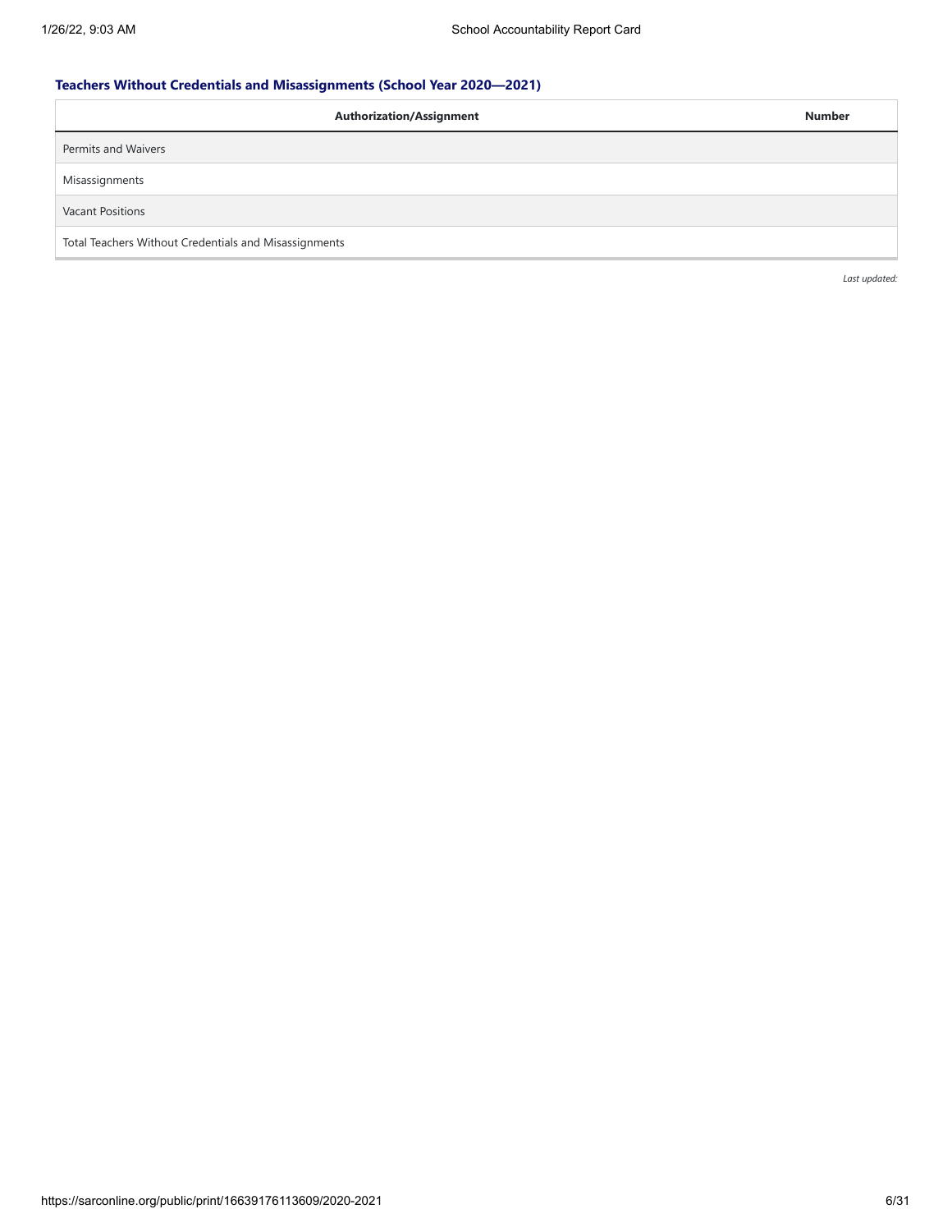### Teachers Without Credentials and Misassignments (School Year 2020—2021)

| Authorization/Assignment | Number |
| --- | --- |
| Permits and Waivers | |
| Misassignments | |
| Vacant Positions | |
| Total Teachers Without Credentials and Misassignments | |

*Last updated:*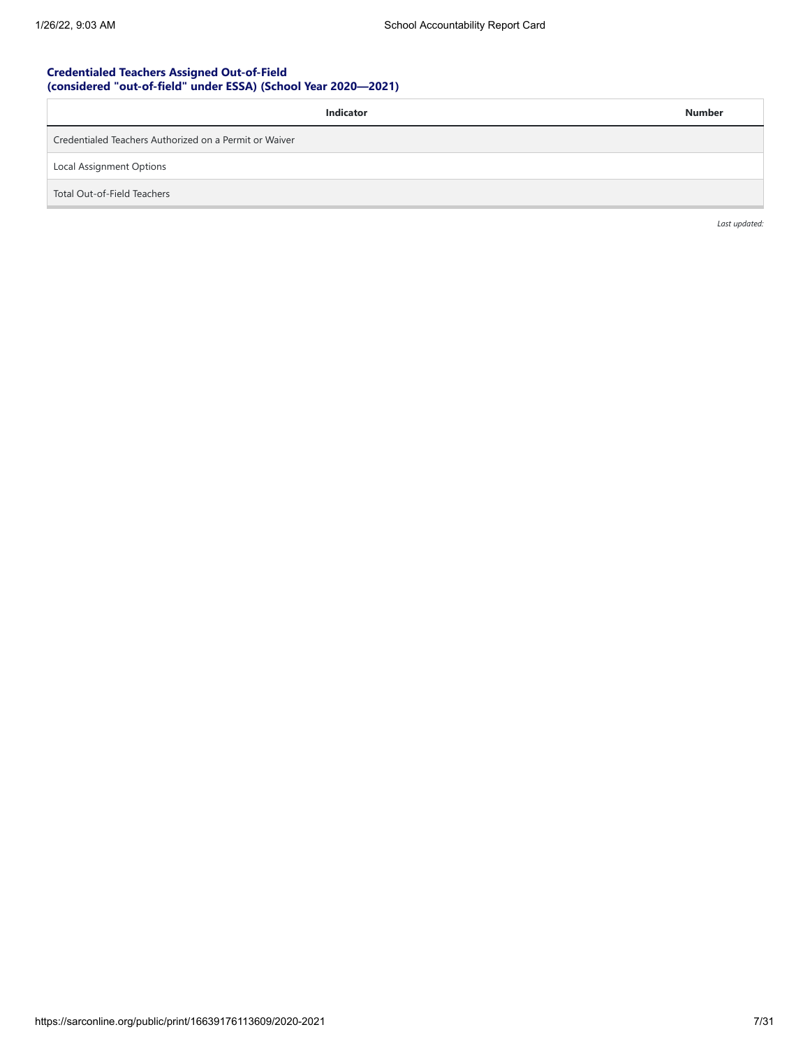### Credentialed Teachers Assigned Out-of-Field (considered "out-of-field" under ESSA) (School Year 2020—2021)

| Indicator | Number |
| --- | --- |
| Credentialed Teachers Authorized on a Permit or Waiver | |
| Local Assignment Options | |
| Total Out-of-Field Teachers | |

*Last updated:*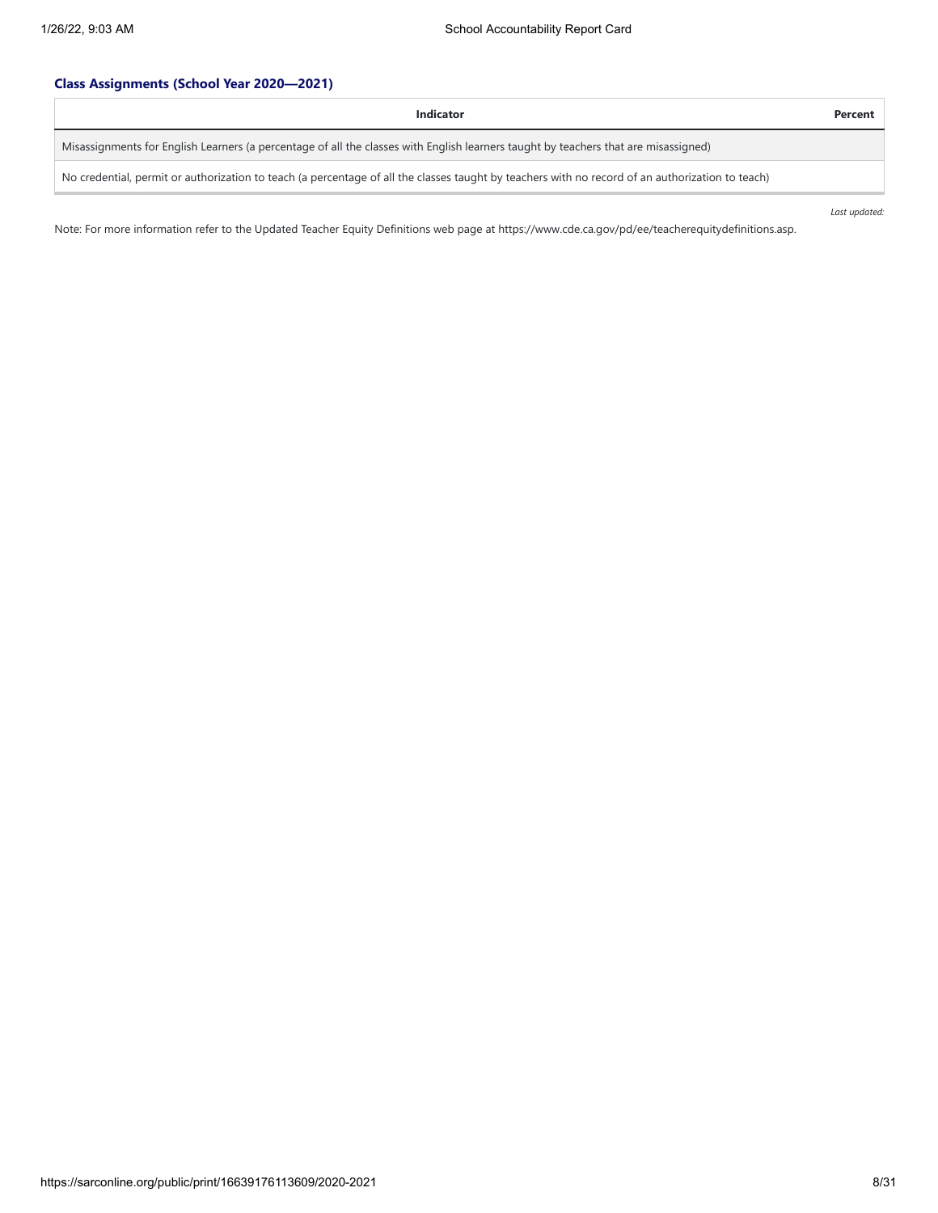### Class Assignments (School Year 2020—2021)

| Indicator | Percent |
| --- | --- |
| Misassignments for English Learners (a percentage of all the classes with English learners taught by teachers that are misassigned) | |
| No credential, permit or authorization to teach (a percentage of all the classes taught by teachers with no record of an authorization to teach) | |

*Last updated:*

Note: For more information refer to the Updated Teacher Equity Definitions web page at https://www.cde.ca.gov/pd/ee/teacherequitydefinitions.asp.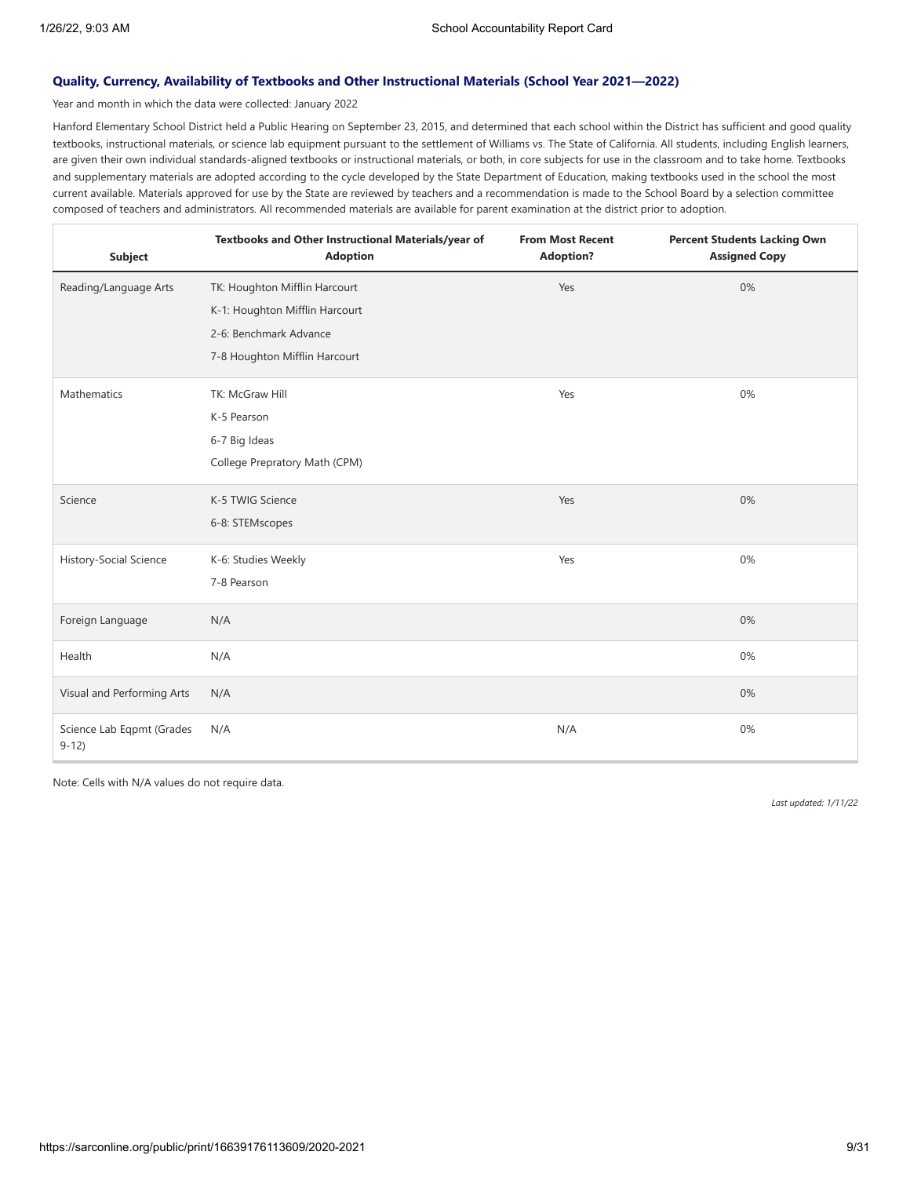### Quality, Currency, Availability of Textbooks and Other Instructional Materials (School Year 2021—2022)

Year and month in which the data were collected: January 2022

Hanford Elementary School District held a Public Hearing on September 23, 2015, and determined that each school within the District has sufficient and good quality textbooks, instructional materials, or science lab equipment pursuant to the settlement of Williams vs. The State of California. All students, including English learners, are given their own individual standards-aligned textbooks or instructional materials, or both, in core subjects for use in the classroom and to take home. Textbooks and supplementary materials are adopted according to the cycle developed by the State Department of Education, making textbooks used in the school the most current available. Materials approved for use by the State are reviewed by teachers and a recommendation is made to the School Board by a selection committee composed of teachers and administrators. All recommended materials are available for parent examination at the district prior to adoption.

| Subject | Textbooks and Other Instructional Materials/year of Adoption | From Most Recent Adoption? | Percent Students Lacking Own Assigned Copy |
|---|---|---|---|
| Reading/Language Arts | TK: Houghton Mifflin Harcourt<br>K-1: Houghton Mifflin Harcourt<br>2-6: Benchmark Advance<br>7-8 Houghton Mifflin Harcourt | Yes | 0% |
| Mathematics | TK: McGraw Hill<br>K-5 Pearson<br>6-7 Big Ideas<br>College Prepratory Math (CPM) | Yes | 0% |
| Science | K-5 TWIG Science<br>6-8: STEMscopes | Yes | 0% |
| History-Social Science | K-6: Studies Weekly<br>7-8 Pearson | Yes | 0% |
| Foreign Language | N/A | | 0% |
| Health | N/A | | 0% |
| Visual and Performing Arts | N/A | | 0% |
| Science Lab Eqpmt (Grades 9-12) | N/A | N/A | 0% |

Note: Cells with N/A values do not require data.

*Last updated: 1/11/22*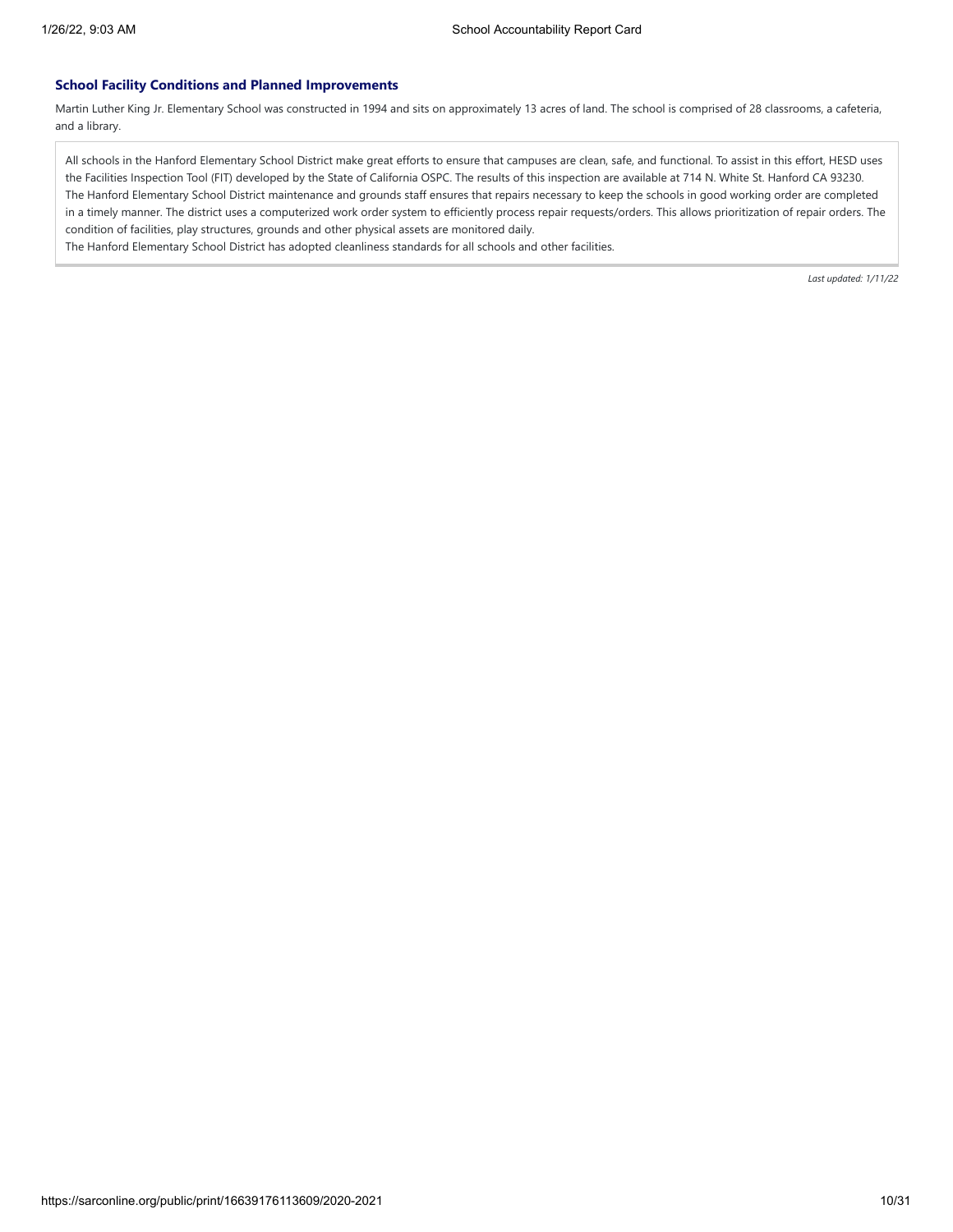### School Facility Conditions and Planned Improvements

Martin Luther King Jr. Elementary School was constructed in 1994 and sits on approximately 13 acres of land. The school is comprised of 28 classrooms, a cafeteria, and a library.

All schools in the Hanford Elementary School District make great efforts to ensure that campuses are clean, safe, and functional. To assist in this effort, HESD uses the Facilities Inspection Tool (FIT) developed by the State of California OSPC. The results of this inspection are available at 714 N. White St. Hanford CA 93230.
The Hanford Elementary School District maintenance and grounds staff ensures that repairs necessary to keep the schools in good working order are completed in a timely manner. The district uses a computerized work order system to efficiently process repair requests/orders. This allows prioritization of repair orders. The condition of facilities, play structures, grounds and other physical assets are monitored daily.
The Hanford Elementary School District has adopted cleanliness standards for all schools and other facilities.

*Last updated: 1/11/22*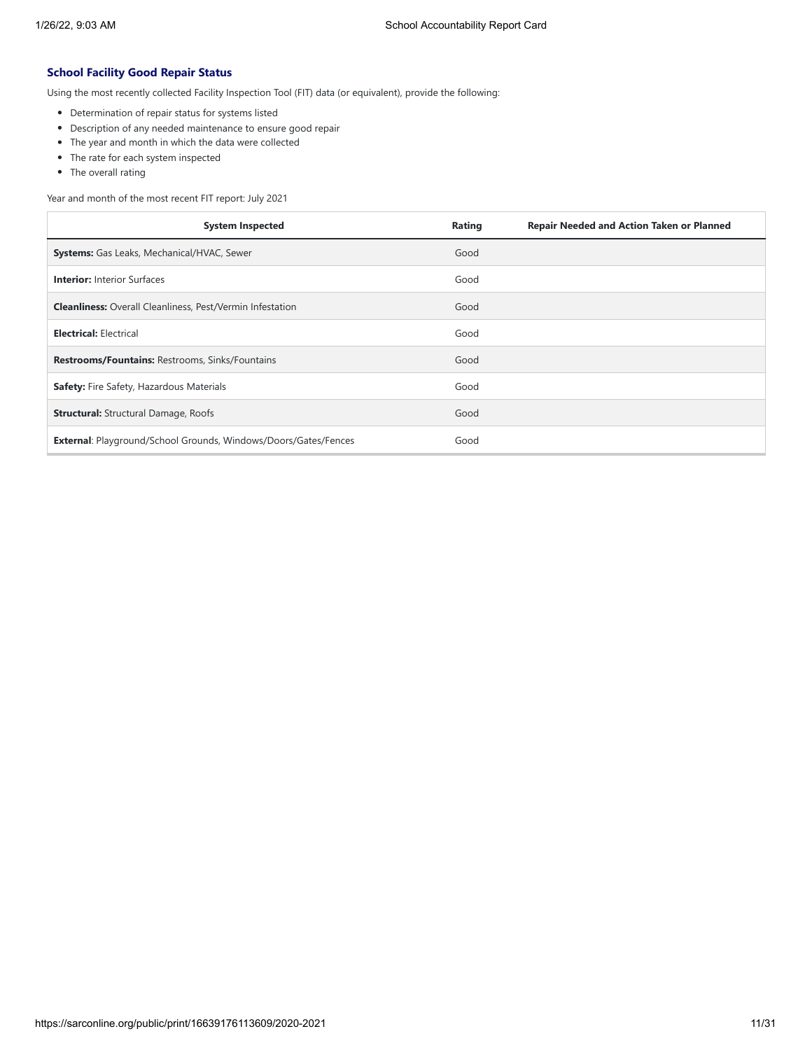### School Facility Good Repair Status

Using the most recently collected Facility Inspection Tool (FIT) data (or equivalent), provide the following:

- Determination of repair status for systems listed
- Description of any needed maintenance to ensure good repair
- The year and month in which the data were collected
- The rate for each system inspected
- The overall rating

Year and month of the most recent FIT report: July 2021

| System Inspected | Rating | Repair Needed and Action Taken or Planned |
|---|---|---|
| **Systems:** Gas Leaks, Mechanical/HVAC, Sewer | Good | |
| **Interior:** Interior Surfaces | Good | |
| **Cleanliness:** Overall Cleanliness, Pest/Vermin Infestation | Good | |
| **Electrical:** Electrical | Good | |
| **Restrooms/Fountains:** Restrooms, Sinks/Fountains | Good | |
| **Safety:** Fire Safety, Hazardous Materials | Good | |
| **Structural:** Structural Damage, Roofs | Good | |
| **External**: Playground/School Grounds, Windows/Doors/Gates/Fences | Good | |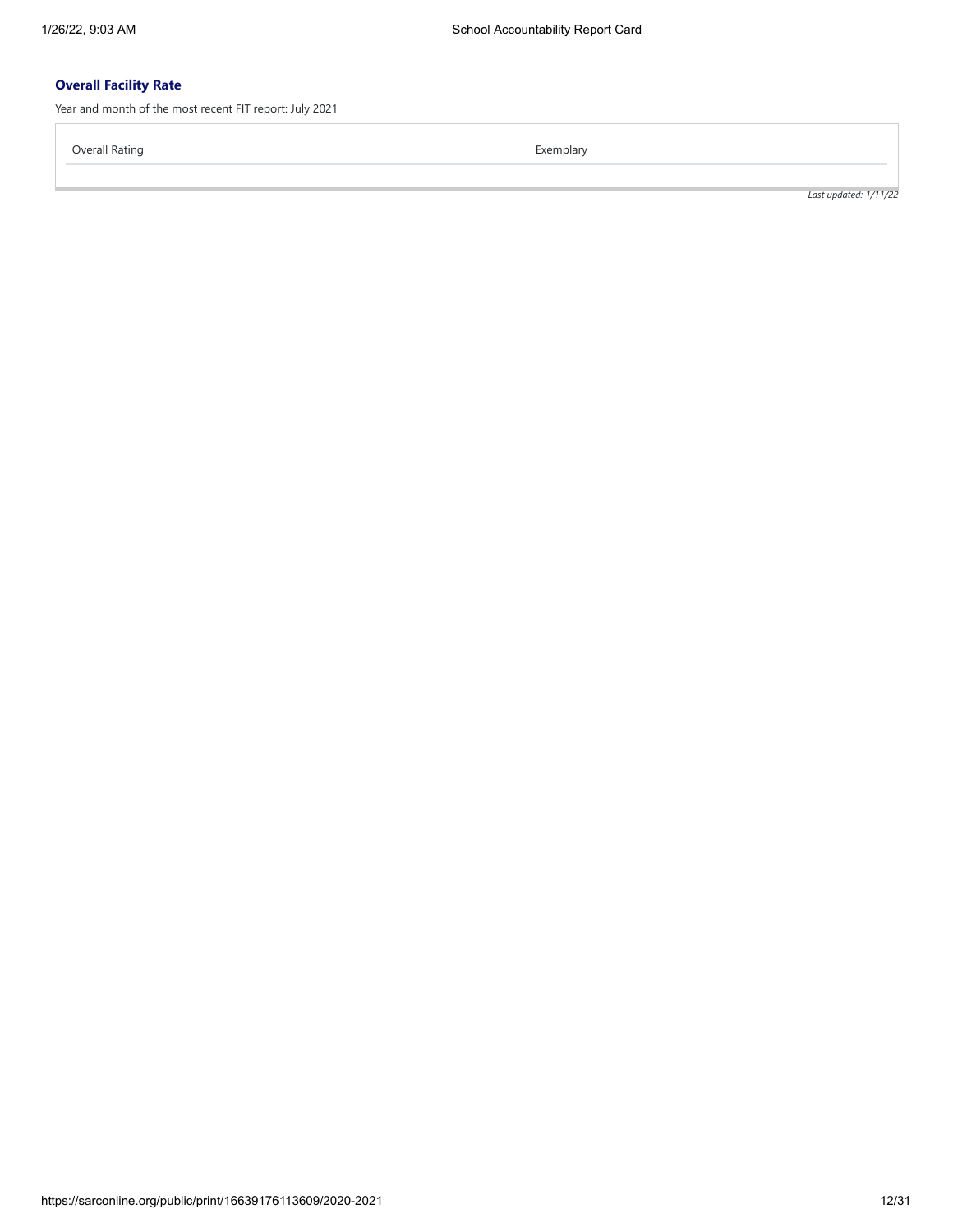### Overall Facility Rate

Year and month of the most recent FIT report: July 2021

| Overall Rating | Exemplary |
| --- | --- |

*Last updated: 1/11/22*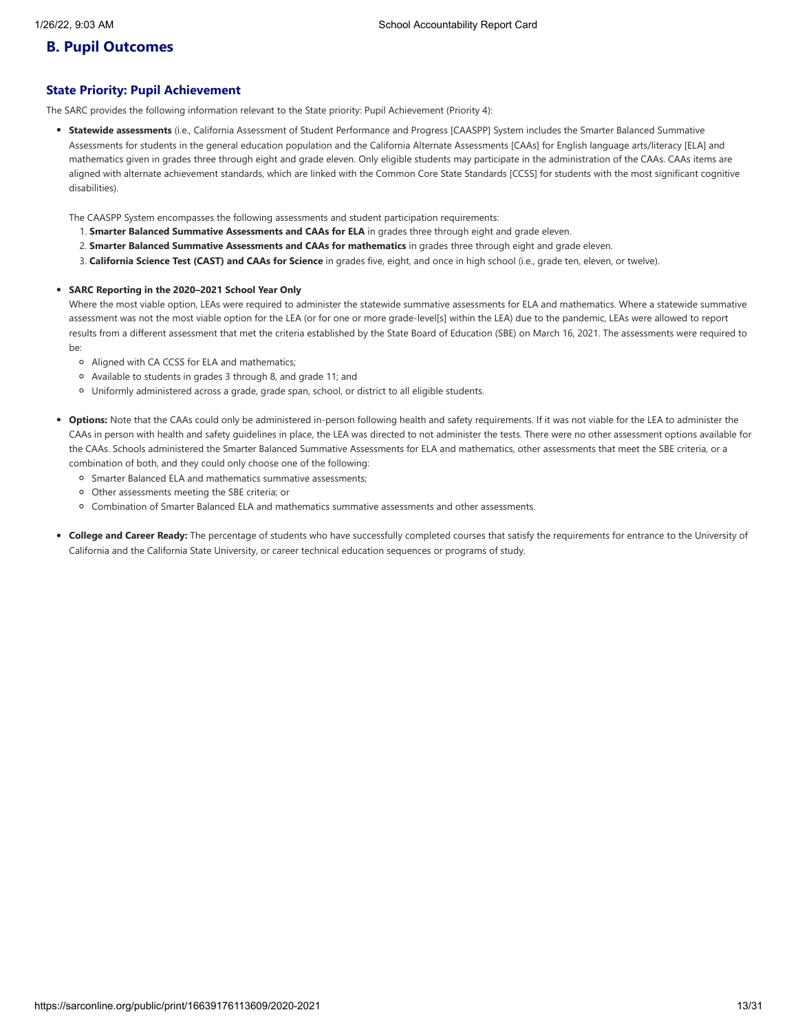## B. Pupil Outcomes

### State Priority: Pupil Achievement

The SARC provides the following information relevant to the State priority: Pupil Achievement (Priority 4):

- **Statewide assessments** (i.e., California Assessment of Student Performance and Progress [CAASPP] System includes the Smarter Balanced Summative Assessments for students in the general education population and the California Alternate Assessments [CAAs] for English language arts/literacy [ELA] and mathematics given in grades three through eight and grade eleven. Only eligible students may participate in the administration of the CAAs. CAAs items are aligned with alternate achievement standards, which are linked with the Common Core State Standards [CCSS] for students with the most significant cognitive disabilities).

  The CAASPP System encompasses the following assessments and student participation requirements:

  1. **Smarter Balanced Summative Assessments and CAAs for ELA** in grades three through eight and grade eleven.
  2. **Smarter Balanced Summative Assessments and CAAs for mathematics** in grades three through eight and grade eleven.
  3. **California Science Test (CAST) and CAAs for Science** in grades five, eight, and once in high school (i.e., grade ten, eleven, or twelve).

- **SARC Reporting in the 2020–2021 School Year Only**

  Where the most viable option, LEAs were required to administer the statewide summative assessments for ELA and mathematics. Where a statewide summative assessment was not the most viable option for the LEA (or for one or more grade-level[s] within the LEA) due to the pandemic, LEAs were allowed to report results from a different assessment that met the criteria established by the State Board of Education (SBE) on March 16, 2021. The assessments were required to be:

  - Aligned with CA CCSS for ELA and mathematics;
  - Available to students in grades 3 through 8, and grade 11; and
  - Uniformly administered across a grade, grade span, school, or district to all eligible students.

- **Options:** Note that the CAAs could only be administered in-person following health and safety requirements. If it was not viable for the LEA to administer the CAAs in person with health and safety guidelines in place, the LEA was directed to not administer the tests. There were no other assessment options available for the CAAs. Schools administered the Smarter Balanced Summative Assessments for ELA and mathematics, other assessments that meet the SBE criteria, or a combination of both, and they could only choose one of the following:

  - Smarter Balanced ELA and mathematics summative assessments;
  - Other assessments meeting the SBE criteria; or
  - Combination of Smarter Balanced ELA and mathematics summative assessments and other assessments.

- **College and Career Ready:** The percentage of students who have successfully completed courses that satisfy the requirements for entrance to the University of California and the California State University, or career technical education sequences or programs of study.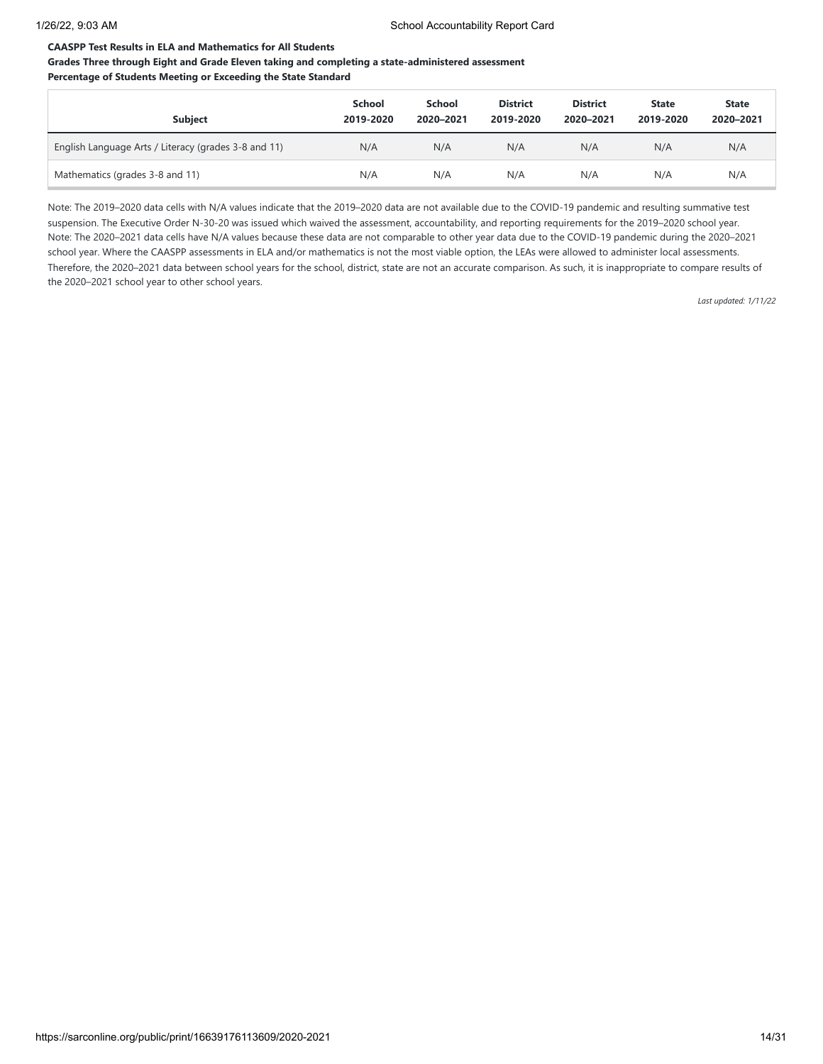**CAASPP Test Results in ELA and Mathematics for All Students**

**Grades Three through Eight and Grade Eleven taking and completing a state-administered assessment**

**Percentage of Students Meeting or Exceeding the State Standard**

| Subject | School 2019-2020 | School 2020–2021 | District 2019-2020 | District 2020–2021 | State 2019-2020 | State 2020–2021 |
|---|---|---|---|---|---|---|
| English Language Arts / Literacy (grades 3-8 and 11) | N/A | N/A | N/A | N/A | N/A | N/A |
| Mathematics (grades 3-8 and 11) | N/A | N/A | N/A | N/A | N/A | N/A |

Note: The 2019–2020 data cells with N/A values indicate that the 2019–2020 data are not available due to the COVID-19 pandemic and resulting summative test suspension. The Executive Order N-30-20 was issued which waived the assessment, accountability, and reporting requirements for the 2019–2020 school year.
Note: The 2020–2021 data cells have N/A values because these data are not comparable to other year data due to the COVID-19 pandemic during the 2020–2021 school year. Where the CAASPP assessments in ELA and/or mathematics is not the most viable option, the LEAs were allowed to administer local assessments. Therefore, the 2020–2021 data between school years for the school, district, state are not an accurate comparison. As such, it is inappropriate to compare results of the 2020–2021 school year to other school years.

*Last updated: 1/11/22*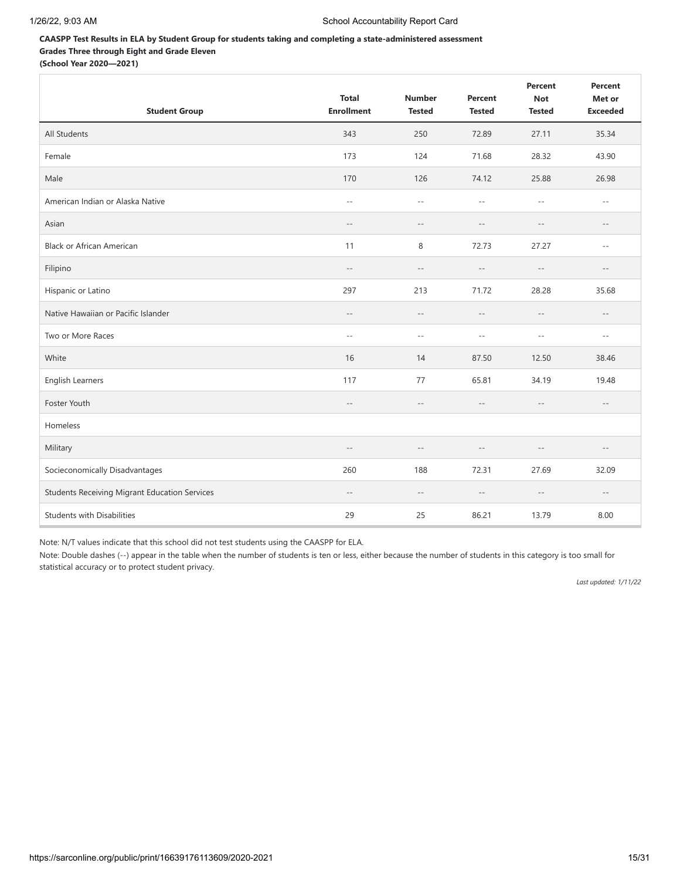**CAASPP Test Results in ELA by Student Group for students taking and completing a state-administered assessment**
**Grades Three through Eight and Grade Eleven**
**(School Year 2020—2021)**

| Student Group | Total Enrollment | Number Tested | Percent Tested | Percent Not Tested | Percent Met or Exceeded |
|---|---|---|---|---|---|
| All Students | 343 | 250 | 72.89 | 27.11 | 35.34 |
| Female | 173 | 124 | 71.68 | 28.32 | 43.90 |
| Male | 170 | 126 | 74.12 | 25.88 | 26.98 |
| American Indian or Alaska Native | -- | -- | -- | -- | -- |
| Asian | -- | -- | -- | -- | -- |
| Black or African American | 11 | 8 | 72.73 | 27.27 | -- |
| Filipino | -- | -- | -- | -- | -- |
| Hispanic or Latino | 297 | 213 | 71.72 | 28.28 | 35.68 |
| Native Hawaiian or Pacific Islander | -- | -- | -- | -- | -- |
| Two or More Races | -- | -- | -- | -- | -- |
| White | 16 | 14 | 87.50 | 12.50 | 38.46 |
| English Learners | 117 | 77 | 65.81 | 34.19 | 19.48 |
| Foster Youth | -- | -- | -- | -- | -- |
| Homeless | | | | | |
| Military | -- | -- | -- | -- | -- |
| Socieconomically Disadvantages | 260 | 188 | 72.31 | 27.69 | 32.09 |
| Students Receiving Migrant Education Services | -- | -- | -- | -- | -- |
| Students with Disabilities | 29 | 25 | 86.21 | 13.79 | 8.00 |

Note: N/T values indicate that this school did not test students using the CAASPP for ELA.

Note: Double dashes (--) appear in the table when the number of students is ten or less, either because the number of students in this category is too small for statistical accuracy or to protect student privacy.

*Last updated: 1/11/22*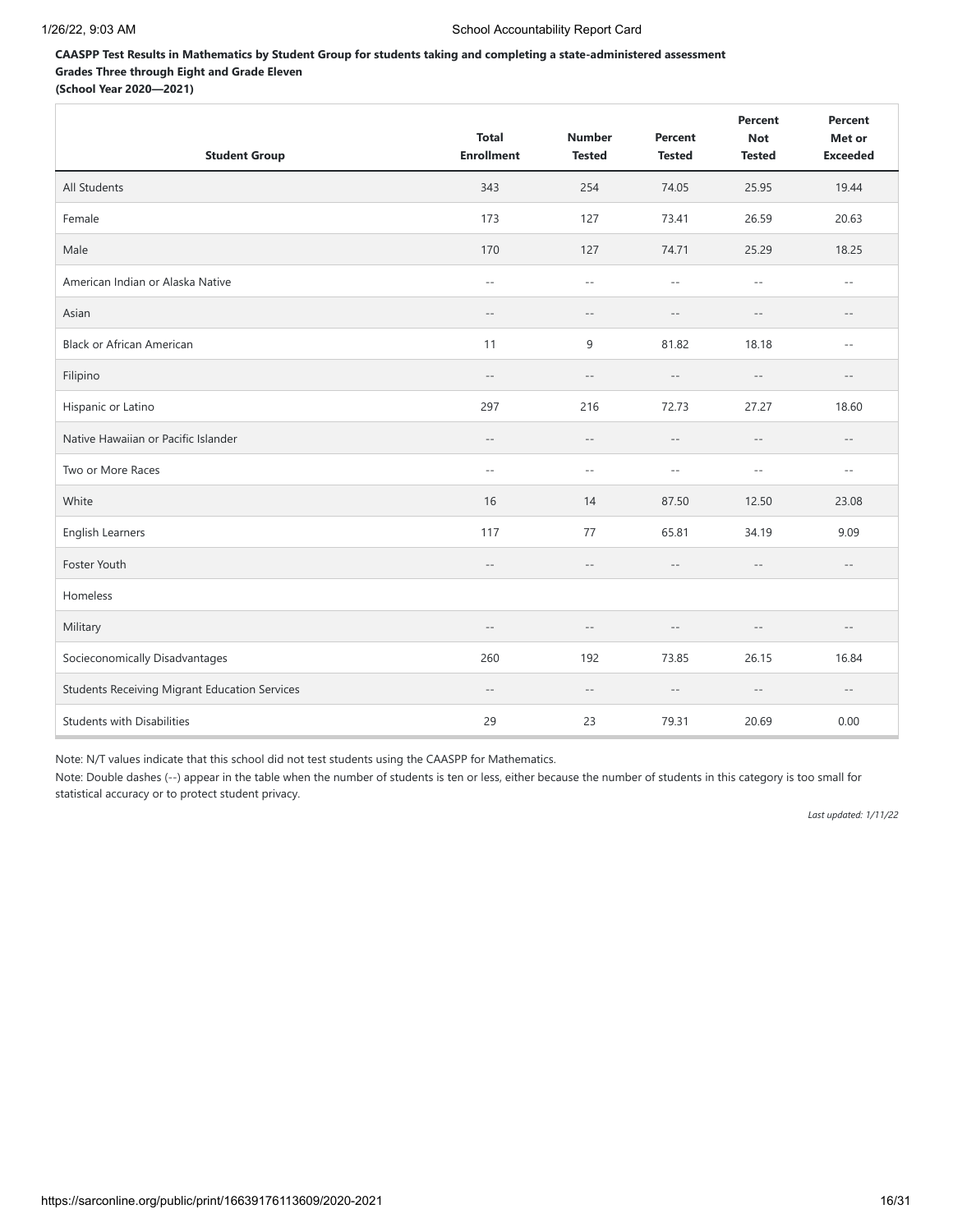**CAASPP Test Results in Mathematics by Student Group for students taking and completing a state-administered assessment**
**Grades Three through Eight and Grade Eleven**
**(School Year 2020—2021)**

| Student Group | Total Enrollment | Number Tested | Percent Tested | Percent Not Tested | Percent Met or Exceeded |
|---|---|---|---|---|---|
| All Students | 343 | 254 | 74.05 | 25.95 | 19.44 |
| Female | 173 | 127 | 73.41 | 26.59 | 20.63 |
| Male | 170 | 127 | 74.71 | 25.29 | 18.25 |
| American Indian or Alaska Native | -- | -- | -- | -- | -- |
| Asian | -- | -- | -- | -- | -- |
| Black or African American | 11 | 9 | 81.82 | 18.18 | -- |
| Filipino | -- | -- | -- | -- | -- |
| Hispanic or Latino | 297 | 216 | 72.73 | 27.27 | 18.60 |
| Native Hawaiian or Pacific Islander | -- | -- | -- | -- | -- |
| Two or More Races | -- | -- | -- | -- | -- |
| White | 16 | 14 | 87.50 | 12.50 | 23.08 |
| English Learners | 117 | 77 | 65.81 | 34.19 | 9.09 |
| Foster Youth | -- | -- | -- | -- | -- |
| Homeless | | | | | |
| Military | -- | -- | -- | -- | -- |
| Socieconomically Disadvantages | 260 | 192 | 73.85 | 26.15 | 16.84 |
| Students Receiving Migrant Education Services | -- | -- | -- | -- | -- |
| Students with Disabilities | 29 | 23 | 79.31 | 20.69 | 0.00 |

Note: N/T values indicate that this school did not test students using the CAASPP for Mathematics.

Note: Double dashes (--) appear in the table when the number of students is ten or less, either because the number of students in this category is too small for statistical accuracy or to protect student privacy.

*Last updated: 1/11/22*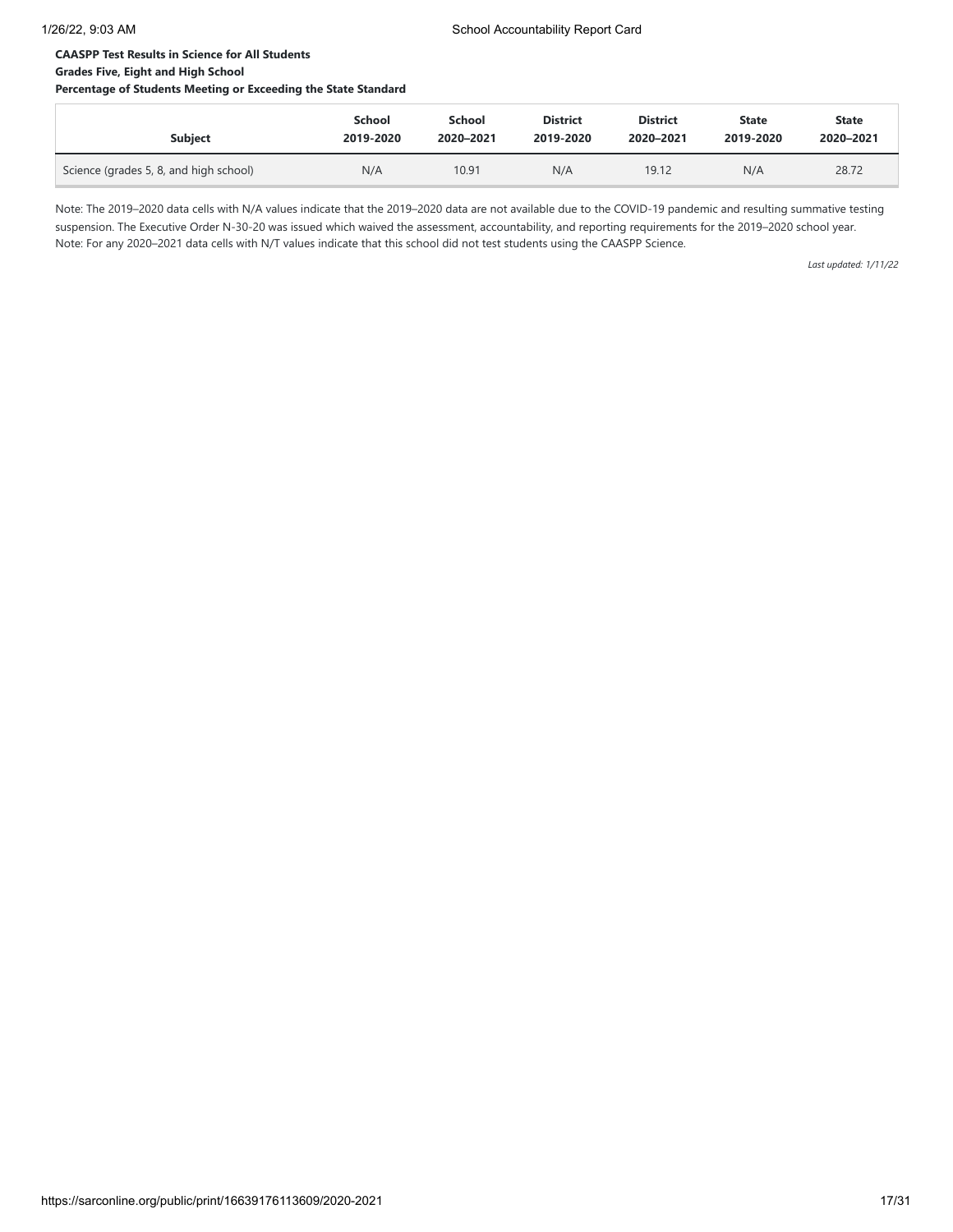**CAASPP Test Results in Science for All Students**
**Grades Five, Eight and High School**
**Percentage of Students Meeting or Exceeding the State Standard**

| Subject | School 2019-2020 | School 2020–2021 | District 2019-2020 | District 2020–2021 | State 2019-2020 | State 2020–2021 |
|---|---|---|---|---|---|---|
| Science (grades 5, 8, and high school) | N/A | 10.91 | N/A | 19.12 | N/A | 28.72 |

Note: The 2019–2020 data cells with N/A values indicate that the 2019–2020 data are not available due to the COVID-19 pandemic and resulting summative testing suspension. The Executive Order N-30-20 was issued which waived the assessment, accountability, and reporting requirements for the 2019–2020 school year.
Note: For any 2020–2021 data cells with N/T values indicate that this school did not test students using the CAASPP Science.

*Last updated: 1/11/22*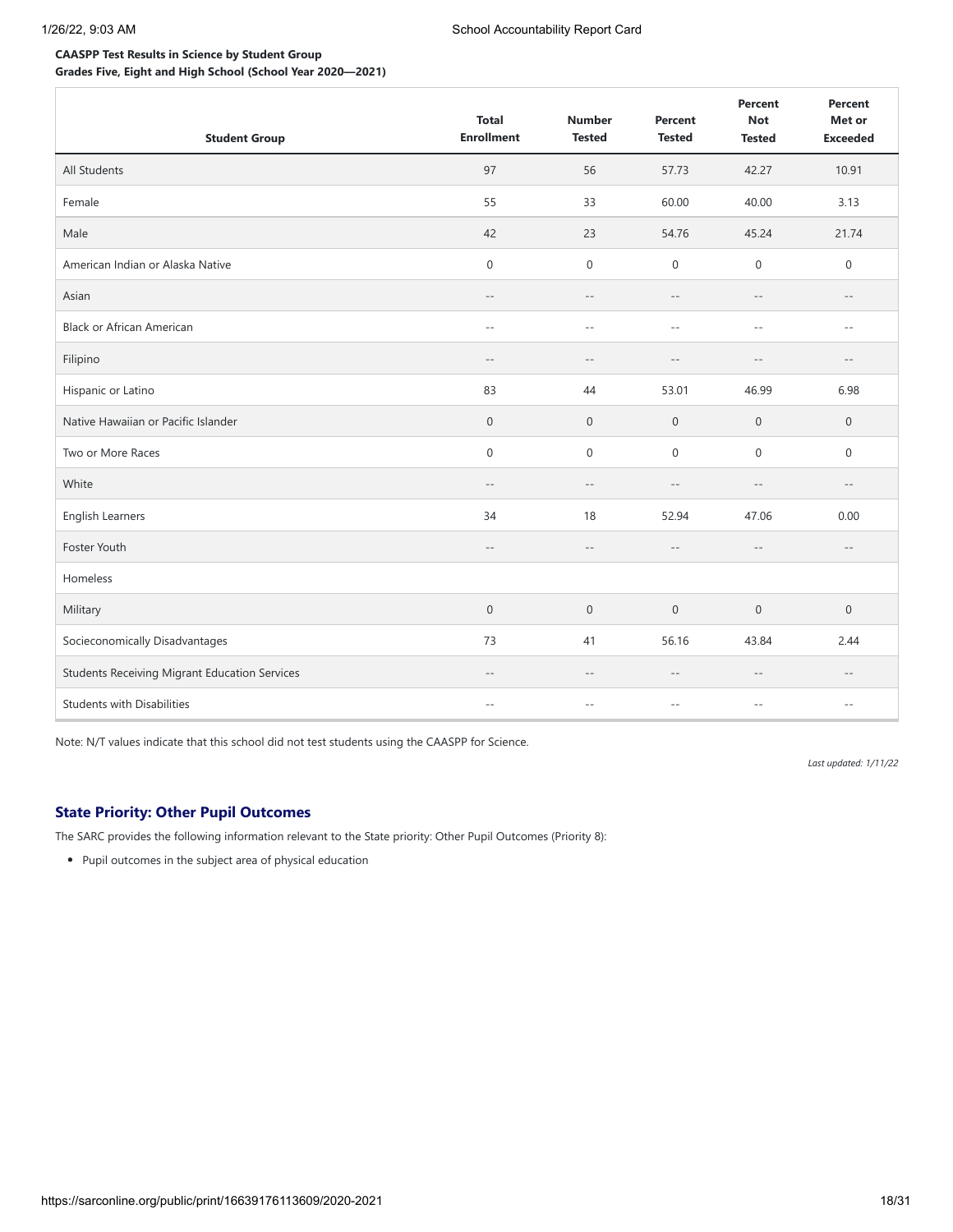**CAASPP Test Results in Science by Student Group**
**Grades Five, Eight and High School (School Year 2020—2021)**

| Student Group | Total Enrollment | Number Tested | Percent Tested | Percent Not Tested | Percent Met or Exceeded |
|---|---|---|---|---|---|
| All Students | 97 | 56 | 57.73 | 42.27 | 10.91 |
| Female | 55 | 33 | 60.00 | 40.00 | 3.13 |
| Male | 42 | 23 | 54.76 | 45.24 | 21.74 |
| American Indian or Alaska Native | 0 | 0 | 0 | 0 | 0 |
| Asian | -- | -- | -- | -- | -- |
| Black or African American | -- | -- | -- | -- | -- |
| Filipino | -- | -- | -- | -- | -- |
| Hispanic or Latino | 83 | 44 | 53.01 | 46.99 | 6.98 |
| Native Hawaiian or Pacific Islander | 0 | 0 | 0 | 0 | 0 |
| Two or More Races | 0 | 0 | 0 | 0 | 0 |
| White | -- | -- | -- | -- | -- |
| English Learners | 34 | 18 | 52.94 | 47.06 | 0.00 |
| Foster Youth | -- | -- | -- | -- | -- |
| Homeless | | | | | |
| Military | 0 | 0 | 0 | 0 | 0 |
| Socieconomically Disadvantages | 73 | 41 | 56.16 | 43.84 | 2.44 |
| Students Receiving Migrant Education Services | -- | -- | -- | -- | -- |
| Students with Disabilities | -- | -- | -- | -- | -- |

Note: N/T values indicate that this school did not test students using the CAASPP for Science.

*Last updated: 1/11/22*

## State Priority: Other Pupil Outcomes

The SARC provides the following information relevant to the State priority: Other Pupil Outcomes (Priority 8):

- Pupil outcomes in the subject area of physical education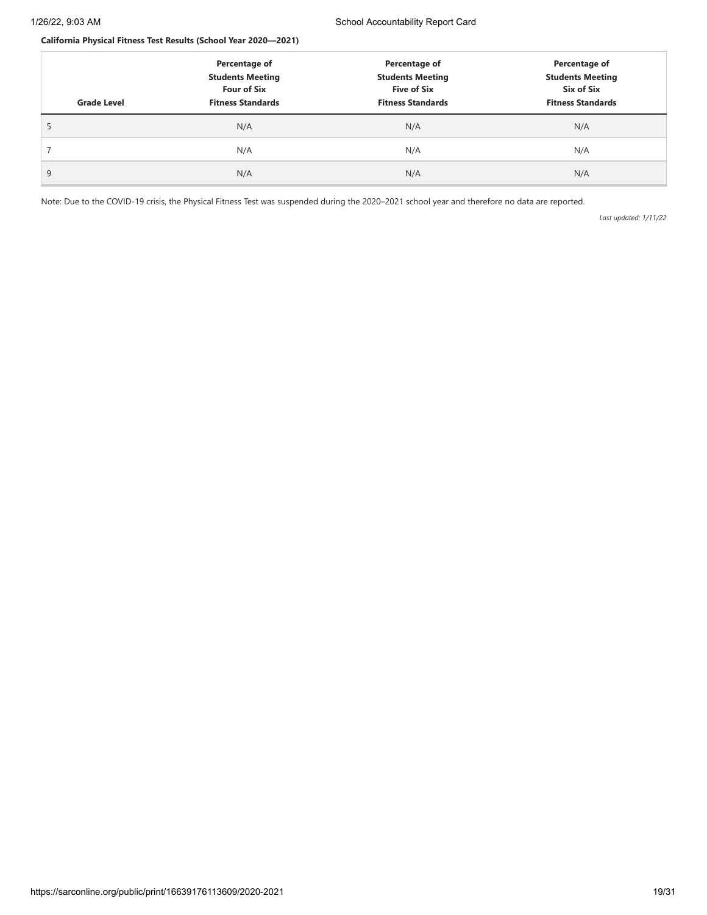**California Physical Fitness Test Results (School Year 2020—2021)**

| Grade Level | Percentage of Students Meeting Four of Six Fitness Standards | Percentage of Students Meeting Five of Six Fitness Standards | Percentage of Students Meeting Six of Six Fitness Standards |
|---|---|---|---|
| 5 | N/A | N/A | N/A |
| 7 | N/A | N/A | N/A |
| 9 | N/A | N/A | N/A |

Note: Due to the COVID-19 crisis, the Physical Fitness Test was suspended during the 2020–2021 school year and therefore no data are reported.

*Last updated: 1/11/22*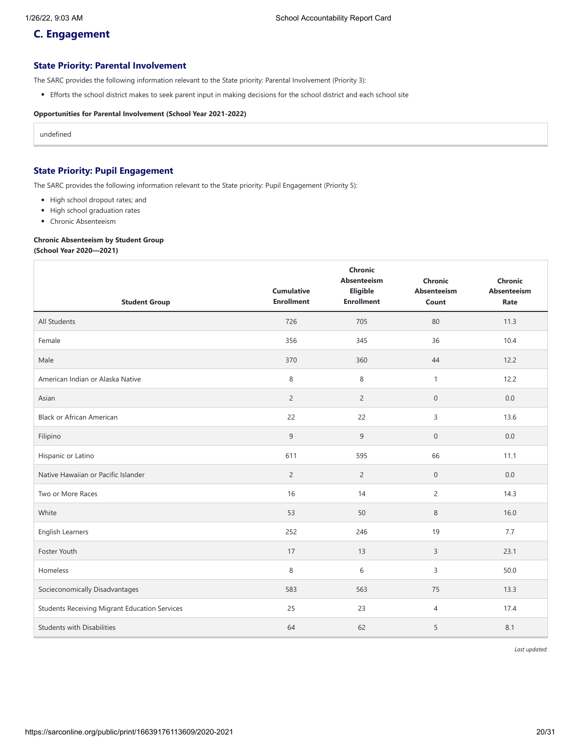## C. Engagement

### State Priority: Parental Involvement

The SARC provides the following information relevant to the State priority: Parental Involvement (Priority 3):

- Efforts the school district makes to seek parent input in making decisions for the school district and each school site

**Opportunities for Parental Involvement (School Year 2021-2022)**

undefined

### State Priority: Pupil Engagement

The SARC provides the following information relevant to the State priority: Pupil Engagement (Priority 5):

- High school dropout rates; and
- High school graduation rates
- Chronic Absenteeism

**Chronic Absenteeism by Student Group**
**(School Year 2020—2021)**

| Student Group | Cumulative Enrollment | Chronic Absenteeism Eligible Enrollment | Chronic Absenteeism Count | Chronic Absenteeism Rate |
|---|---|---|---|---|
| All Students | 726 | 705 | 80 | 11.3 |
| Female | 356 | 345 | 36 | 10.4 |
| Male | 370 | 360 | 44 | 12.2 |
| American Indian or Alaska Native | 8 | 8 | 1 | 12.2 |
| Asian | 2 | 2 | 0 | 0.0 |
| Black or African American | 22 | 22 | 3 | 13.6 |
| Filipino | 9 | 9 | 0 | 0.0 |
| Hispanic or Latino | 611 | 595 | 66 | 11.1 |
| Native Hawaiian or Pacific Islander | 2 | 2 | 0 | 0.0 |
| Two or More Races | 16 | 14 | 2 | 14.3 |
| White | 53 | 50 | 8 | 16.0 |
| English Learners | 252 | 246 | 19 | 7.7 |
| Foster Youth | 17 | 13 | 3 | 23.1 |
| Homeless | 8 | 6 | 3 | 50.0 |
| Socieconomically Disadvantages | 583 | 563 | 75 | 13.3 |
| Students Receiving Migrant Education Services | 25 | 23 | 4 | 17.4 |
| Students with Disabilities | 64 | 62 | 5 | 8.1 |

*Last updated:*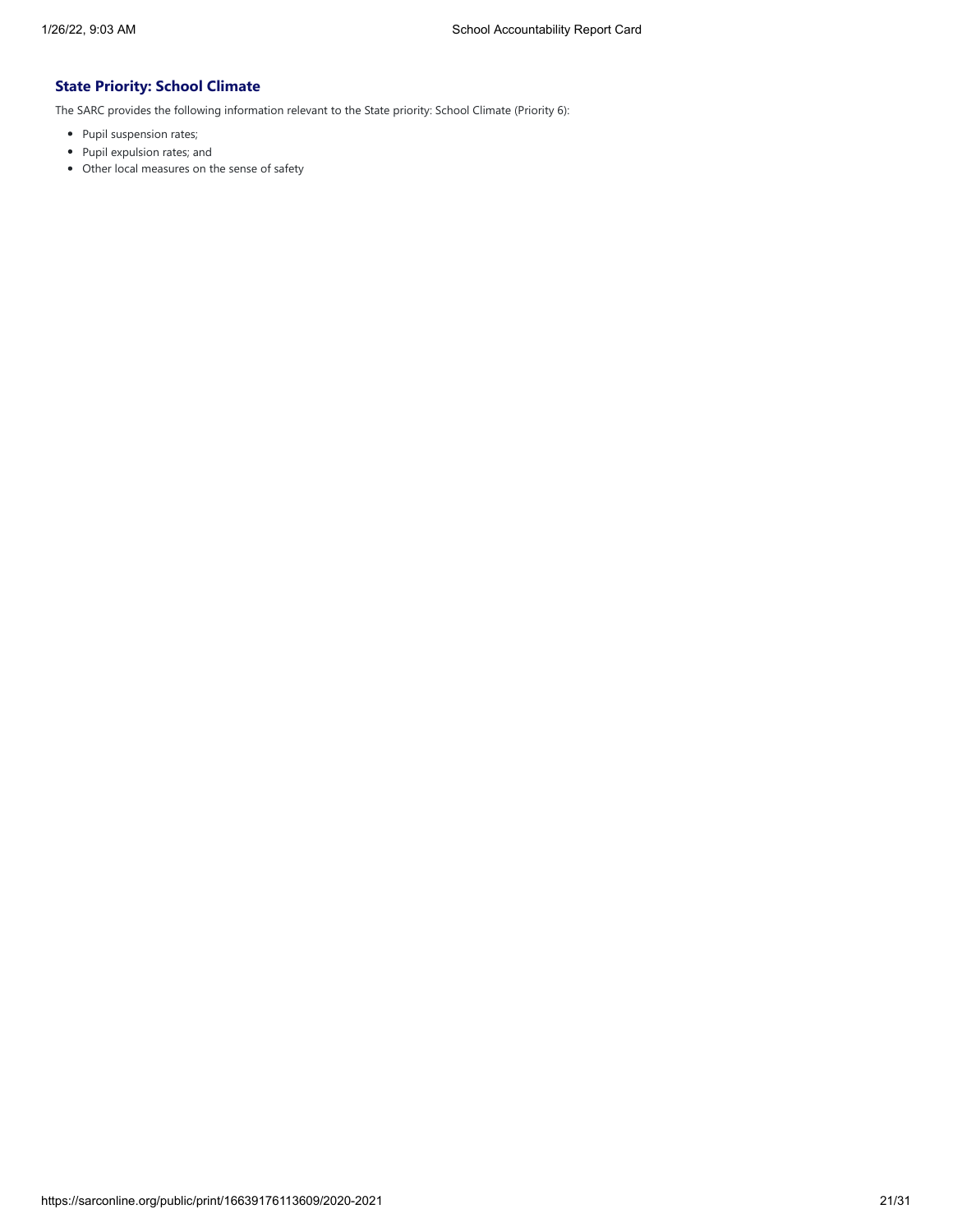## State Priority: School Climate

The SARC provides the following information relevant to the State priority: School Climate (Priority 6):

- Pupil suspension rates;
- Pupil expulsion rates; and
- Other local measures on the sense of safety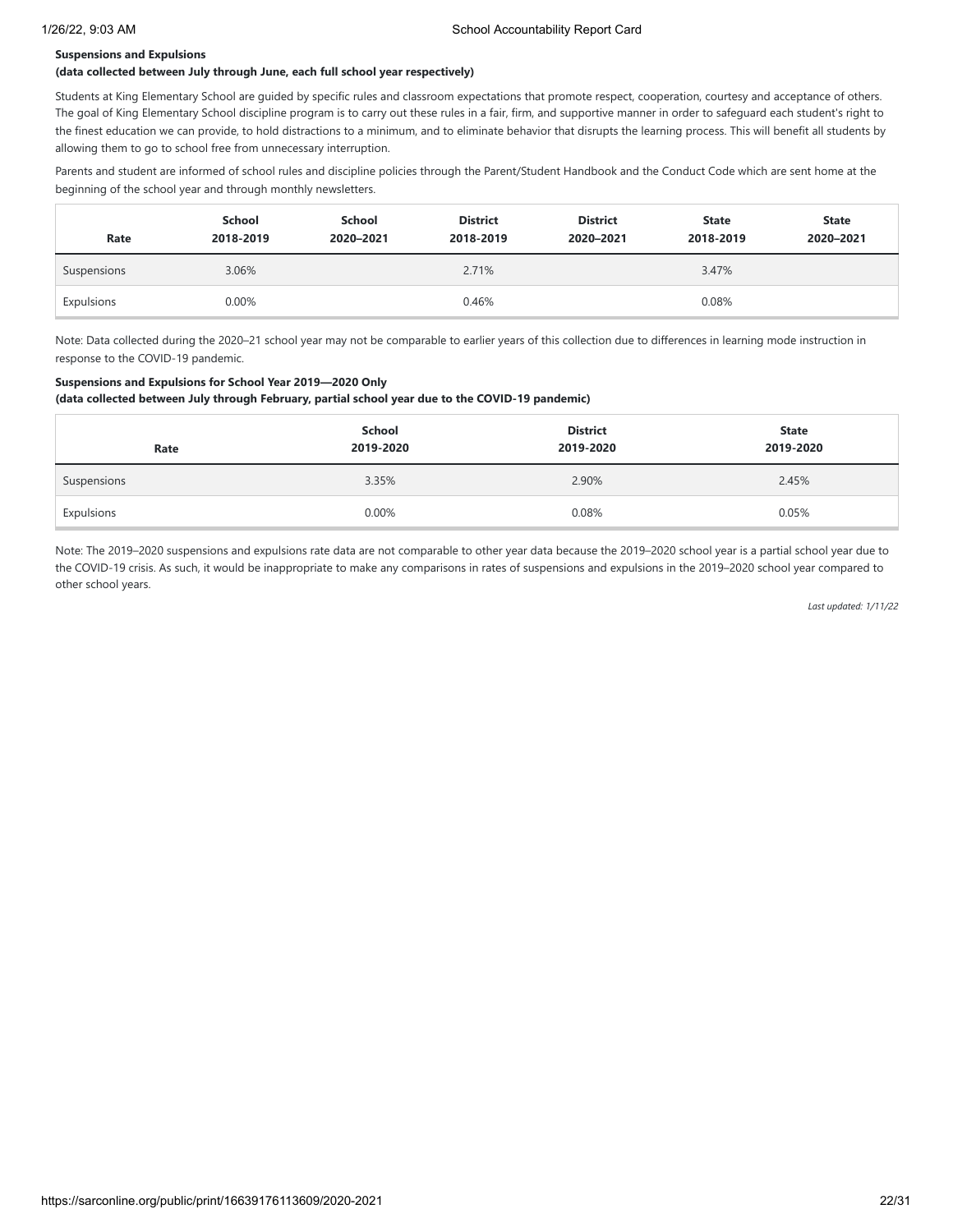**Suspensions and Expulsions**

**(data collected between July through June, each full school year respectively)**

Students at King Elementary School are guided by specific rules and classroom expectations that promote respect, cooperation, courtesy and acceptance of others. The goal of King Elementary School discipline program is to carry out these rules in a fair, firm, and supportive manner in order to safeguard each student's right to the finest education we can provide, to hold distractions to a minimum, and to eliminate behavior that disrupts the learning process. This will benefit all students by allowing them to go to school free from unnecessary interruption.

Parents and student are informed of school rules and discipline policies through the Parent/Student Handbook and the Conduct Code which are sent home at the beginning of the school year and through monthly newsletters.

| Rate | School 2018-2019 | School 2020–2021 | District 2018-2019 | District 2020–2021 | State 2018-2019 | State 2020–2021 |
|---|---|---|---|---|---|---|
| Suspensions | 3.06% | | 2.71% | | 3.47% | |
| Expulsions | 0.00% | | 0.46% | | 0.08% | |

Note: Data collected during the 2020–21 school year may not be comparable to earlier years of this collection due to differences in learning mode instruction in response to the COVID-19 pandemic.

**Suspensions and Expulsions for School Year 2019—2020 Only**

**(data collected between July through February, partial school year due to the COVID-19 pandemic)**

| Rate | School 2019-2020 | District 2019-2020 | State 2019-2020 |
|---|---|---|---|
| Suspensions | 3.35% | 2.90% | 2.45% |
| Expulsions | 0.00% | 0.08% | 0.05% |

Note: The 2019–2020 suspensions and expulsions rate data are not comparable to other year data because the 2019–2020 school year is a partial school year due to the COVID-19 crisis. As such, it would be inappropriate to make any comparisons in rates of suspensions and expulsions in the 2019–2020 school year compared to other school years.

*Last updated: 1/11/22*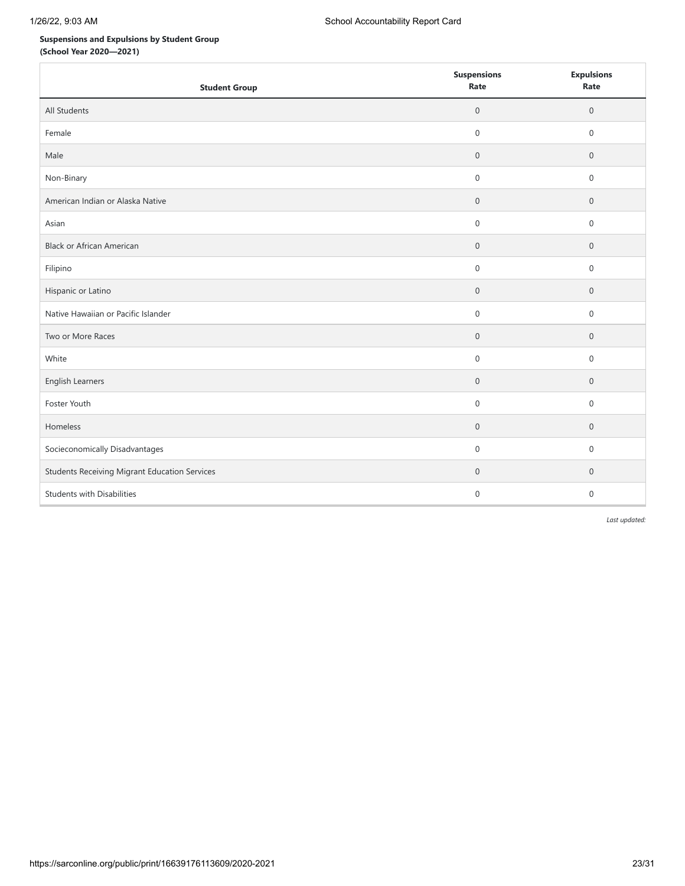**Suspensions and Expulsions by Student Group**
**(School Year 2020—2021)**

| Student Group | Suspensions Rate | Expulsions Rate |
|---|---|---|
| All Students | 0 | 0 |
| Female | 0 | 0 |
| Male | 0 | 0 |
| Non-Binary | 0 | 0 |
| American Indian or Alaska Native | 0 | 0 |
| Asian | 0 | 0 |
| Black or African American | 0 | 0 |
| Filipino | 0 | 0 |
| Hispanic or Latino | 0 | 0 |
| Native Hawaiian or Pacific Islander | 0 | 0 |
| Two or More Races | 0 | 0 |
| White | 0 | 0 |
| English Learners | 0 | 0 |
| Foster Youth | 0 | 0 |
| Homeless | 0 | 0 |
| Socieconomically Disadvantages | 0 | 0 |
| Students Receiving Migrant Education Services | 0 | 0 |
| Students with Disabilities | 0 | 0 |

*Last updated:*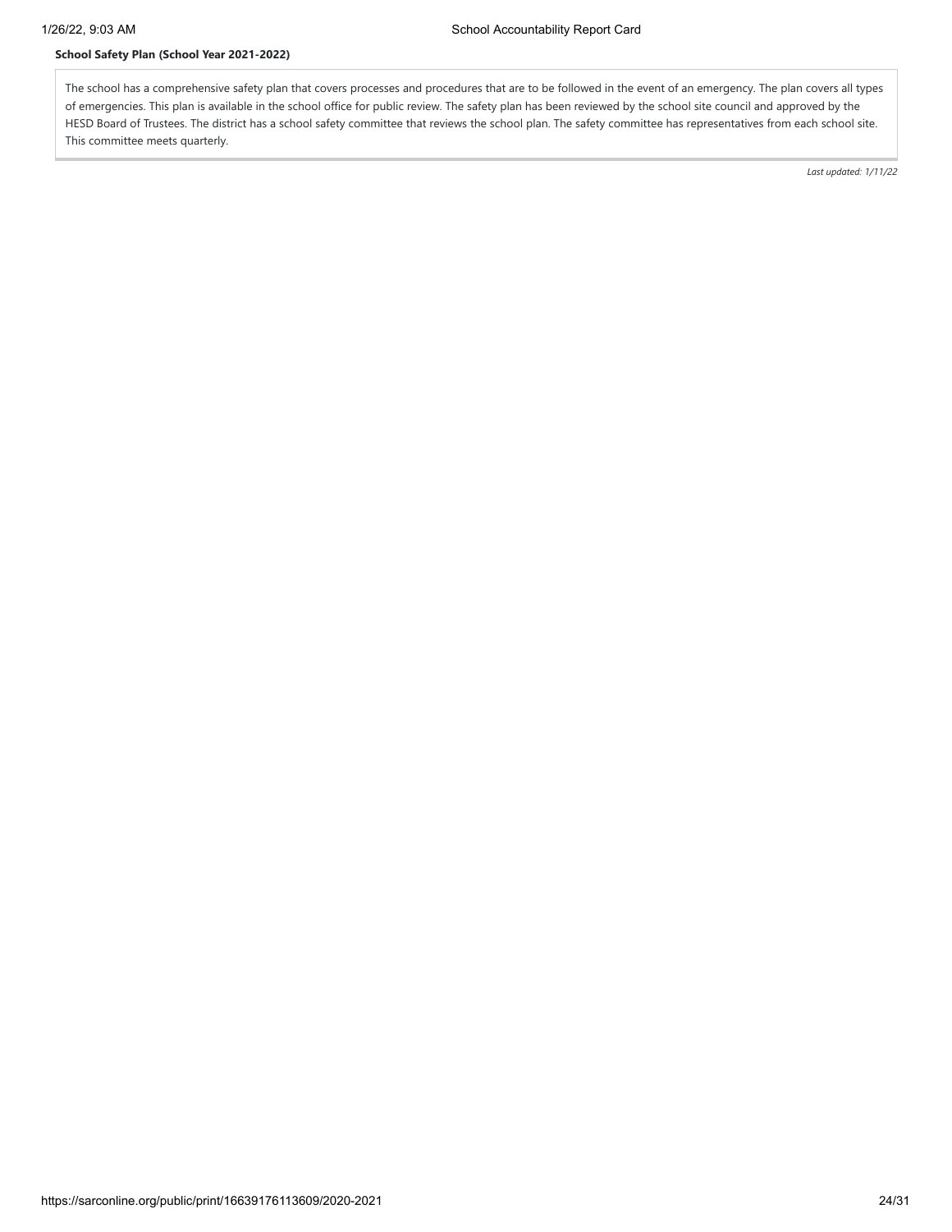**School Safety Plan (School Year 2021-2022)**

The school has a comprehensive safety plan that covers processes and procedures that are to be followed in the event of an emergency. The plan covers all types of emergencies. This plan is available in the school office for public review. The safety plan has been reviewed by the school site council and approved by the HESD Board of Trustees. The district has a school safety committee that reviews the school plan. The safety committee has representatives from each school site. This committee meets quarterly.

*Last updated: 1/11/22*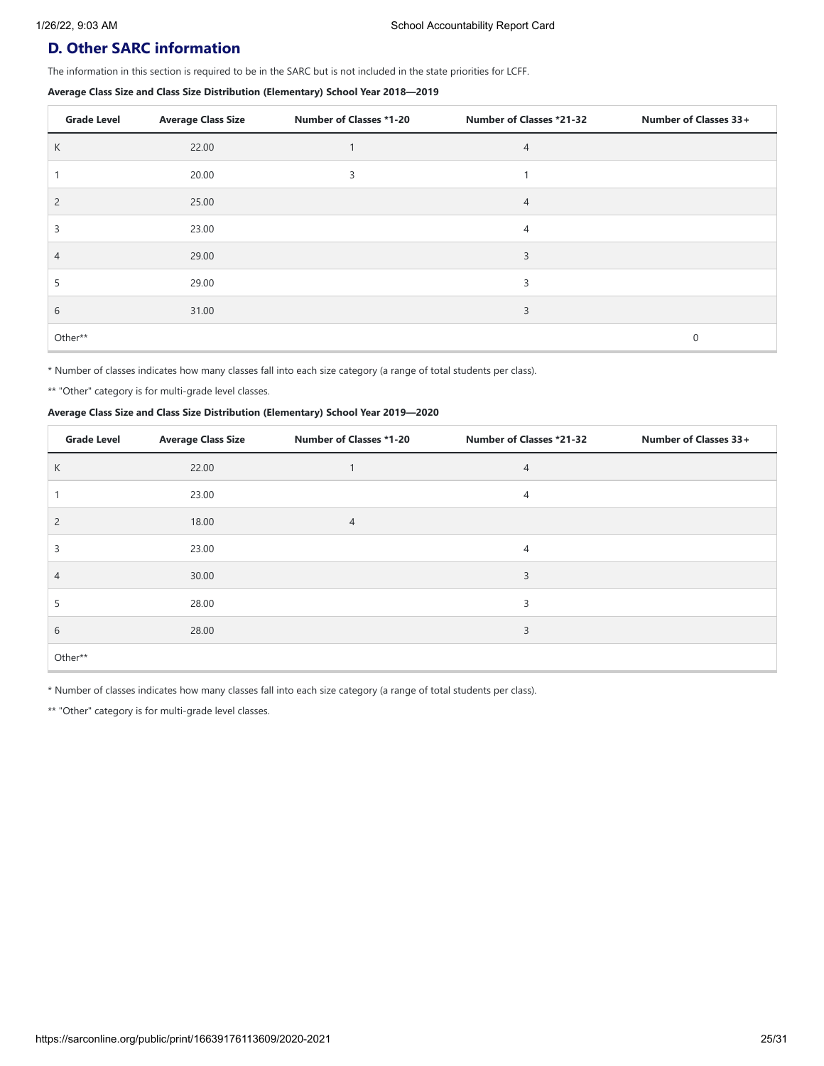## D. Other SARC information

The information in this section is required to be in the SARC but is not included in the state priorities for LCFF.

**Average Class Size and Class Size Distribution (Elementary) School Year 2018—2019**

| Grade Level | Average Class Size | Number of Classes *1-20 | Number of Classes *21-32 | Number of Classes 33+ |
|---|---|---|---|---|
| K | 22.00 | 1 | 4 | |
| 1 | 20.00 | 3 | 1 | |
| 2 | 25.00 | | 4 | |
| 3 | 23.00 | | 4 | |
| 4 | 29.00 | | 3 | |
| 5 | 29.00 | | 3 | |
| 6 | 31.00 | | 3 | |
| Other** | | | | 0 |

* Number of classes indicates how many classes fall into each size category (a range of total students per class).

** "Other" category is for multi-grade level classes.

**Average Class Size and Class Size Distribution (Elementary) School Year 2019—2020**

| Grade Level | Average Class Size | Number of Classes *1-20 | Number of Classes *21-32 | Number of Classes 33+ |
|---|---|---|---|---|
| K | 22.00 | 1 | 4 | |
| 1 | 23.00 | | 4 | |
| 2 | 18.00 | 4 | | |
| 3 | 23.00 | | 4 | |
| 4 | 30.00 | | 3 | |
| 5 | 28.00 | | 3 | |
| 6 | 28.00 | | 3 | |
| Other** | | | | |

* Number of classes indicates how many classes fall into each size category (a range of total students per class).

** "Other" category is for multi-grade level classes.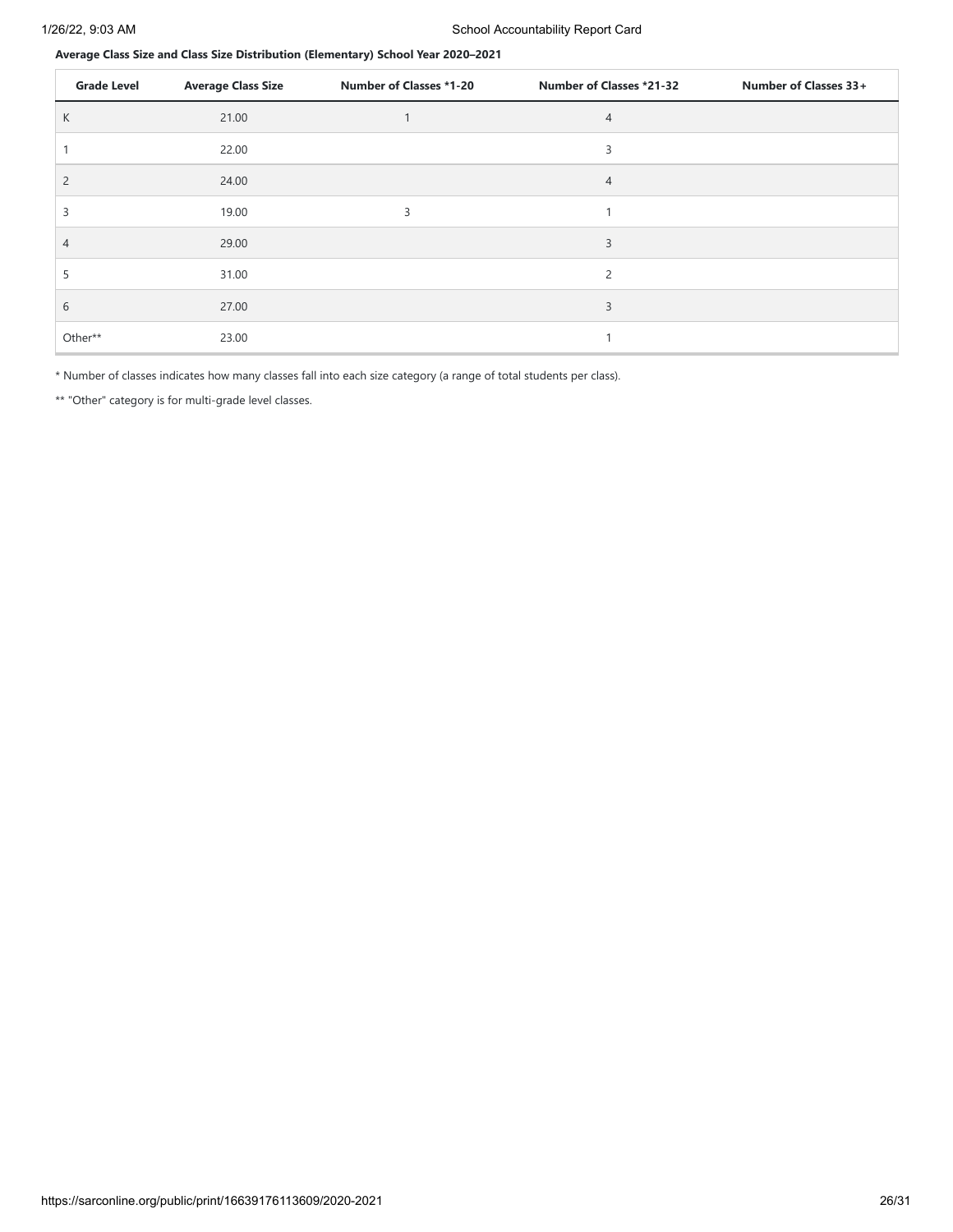**Average Class Size and Class Size Distribution (Elementary) School Year 2020–2021**

| Grade Level | Average Class Size | Number of Classes *1-20 | Number of Classes *21-32 | Number of Classes 33+ |
|---|---|---|---|---|
| K | 21.00 | 1 | 4 | |
| 1 | 22.00 | | 3 | |
| 2 | 24.00 | | 4 | |
| 3 | 19.00 | 3 | 1 | |
| 4 | 29.00 | | 3 | |
| 5 | 31.00 | | 2 | |
| 6 | 27.00 | | 3 | |
| Other** | 23.00 | | 1 | |

* Number of classes indicates how many classes fall into each size category (a range of total students per class).

** "Other" category is for multi-grade level classes.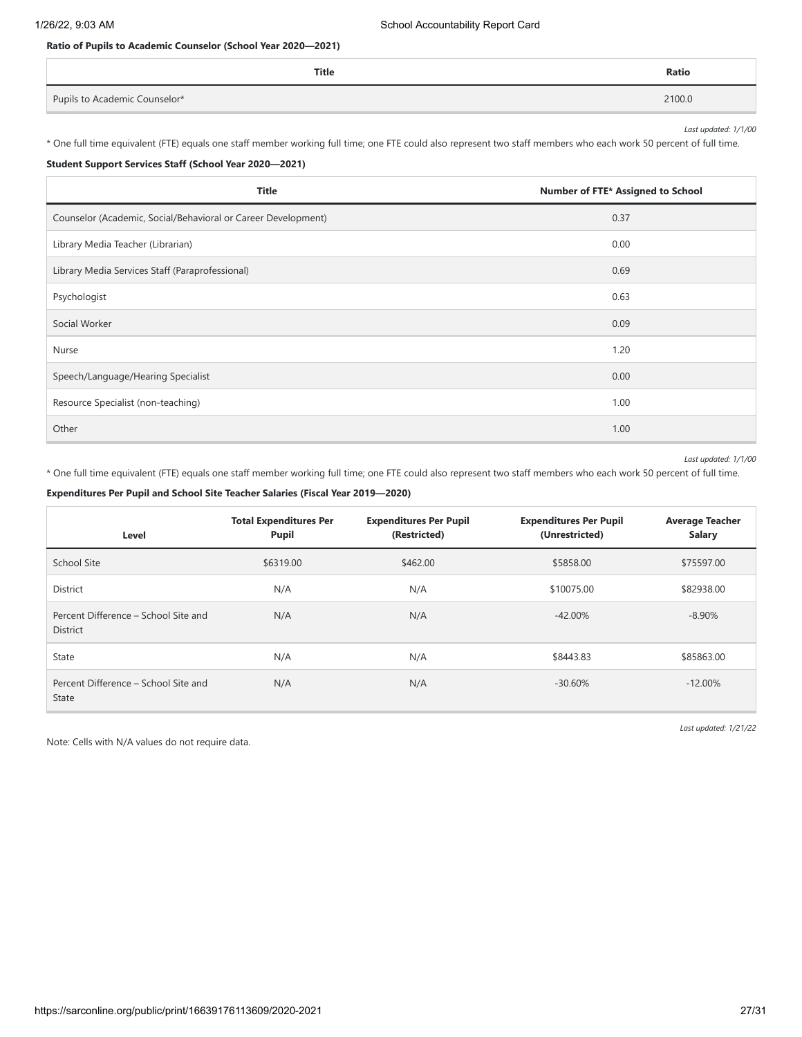**Ratio of Pupils to Academic Counselor (School Year 2020—2021)**

| Title | Ratio |
| --- | --- |
| Pupils to Academic Counselor* | 2100.0 |

*Last updated: 1/1/00*

* One full time equivalent (FTE) equals one staff member working full time; one FTE could also represent two staff members who each work 50 percent of full time.

**Student Support Services Staff (School Year 2020—2021)**

| Title | Number of FTE* Assigned to School |
| --- | --- |
| Counselor (Academic, Social/Behavioral or Career Development) | 0.37 |
| Library Media Teacher (Librarian) | 0.00 |
| Library Media Services Staff (Paraprofessional) | 0.69 |
| Psychologist | 0.63 |
| Social Worker | 0.09 |
| Nurse | 1.20 |
| Speech/Language/Hearing Specialist | 0.00 |
| Resource Specialist (non-teaching) | 1.00 |
| Other | 1.00 |

*Last updated: 1/1/00*

* One full time equivalent (FTE) equals one staff member working full time; one FTE could also represent two staff members who each work 50 percent of full time.

**Expenditures Per Pupil and School Site Teacher Salaries (Fiscal Year 2019—2020)**

| Level | Total Expenditures Per Pupil | Expenditures Per Pupil (Restricted) | Expenditures Per Pupil (Unrestricted) | Average Teacher Salary |
| --- | --- | --- | --- | --- |
| School Site | $6319.00 | $462.00 | $5858.00 | $75597.00 |
| District | N/A | N/A | $10075.00 | $82938.00 |
| Percent Difference – School Site and District | N/A | N/A | -42.00% | -8.90% |
| State | N/A | N/A | $8443.83 | $85863.00 |
| Percent Difference – School Site and State | N/A | N/A | -30.60% | -12.00% |

*Last updated: 1/21/22*

Note: Cells with N/A values do not require data.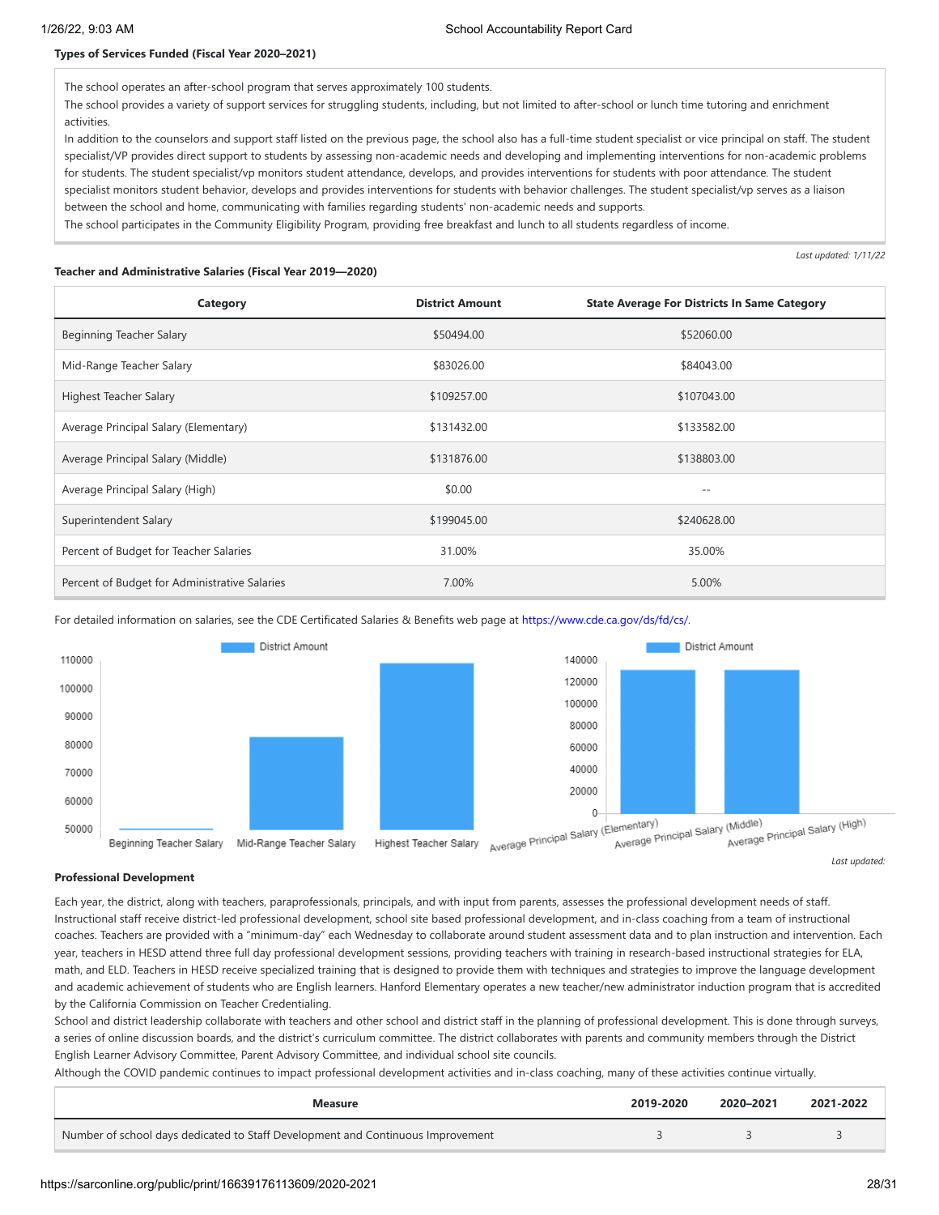**Types of Services Funded (Fiscal Year 2020–2021)**

The school operates an after-school program that serves approximately 100 students.
The school provides a variety of support services for struggling students, including, but not limited to after-school or lunch time tutoring and enrichment activities.
In addition to the counselors and support staff listed on the previous page, the school also has a full-time student specialist or vice principal on staff. The student specialist/VP provides direct support to students by assessing non-academic needs and developing and implementing interventions for non-academic problems for students. The student specialist/vp monitors student attendance, develops, and provides interventions for students with poor attendance. The student specialist monitors student behavior, develops and provides interventions for students with behavior challenges. The student specialist/vp serves as a liaison between the school and home, communicating with families regarding students' non-academic needs and supports.
The school participates in the Community Eligibility Program, providing free breakfast and lunch to all students regardless of income.

*Last updated: 1/11/22*

**Teacher and Administrative Salaries (Fiscal Year 2019—2020)**

| Category | District Amount | State Average For Districts In Same Category |
|---|---|---|
| Beginning Teacher Salary | $50494.00 | $52060.00 |
| Mid-Range Teacher Salary | $83026.00 | $84043.00 |
| Highest Teacher Salary | $109257.00 | $107043.00 |
| Average Principal Salary (Elementary) | $131432.00 | $133582.00 |
| Average Principal Salary (Middle) | $131876.00 | $138803.00 |
| Average Principal Salary (High) | $0.00 | -- |
| Superintendent Salary | $199045.00 | $240628.00 |
| Percent of Budget for Teacher Salaries | 31.00% | 35.00% |
| Percent of Budget for Administrative Salaries | 7.00% | 5.00% |

For detailed information on salaries, see the CDE Certificated Salaries & Benefits web page at https://www.cde.ca.gov/ds/fd/cs/.

*Last updated:*

**Professional Development**

Each year, the district, along with teachers, paraprofessionals, principals, and with input from parents, assesses the professional development needs of staff. Instructional staff receive district-led professional development, school site based professional development, and in-class coaching from a team of instructional coaches. Teachers are provided with a "minimum-day" each Wednesday to collaborate around student assessment data and to plan instruction and intervention. Each year, teachers in HESD attend three full day professional development sessions, providing teachers with training in research-based instructional strategies for ELA, math, and ELD. Teachers in HESD receive specialized training that is designed to provide them with techniques and strategies to improve the language development and academic achievement of students who are English learners. Hanford Elementary operates a new teacher/new administrator induction program that is accredited by the California Commission on Teacher Credentialing.
School and district leadership collaborate with teachers and other school and district staff in the planning of professional development. This is done through surveys, a series of online discussion boards, and the district's curriculum committee. The district collaborates with parents and community members through the District English Learner Advisory Committee, Parent Advisory Committee, and individual school site councils.
Although the COVID pandemic continues to impact professional development activities and in-class coaching, many of these activities continue virtually.

| Measure | 2019-2020 | 2020–2021 | 2021-2022 |
|---|---|---|---|
| Number of school days dedicated to Staff Development and Continuous Improvement | 3 | 3 | 3 |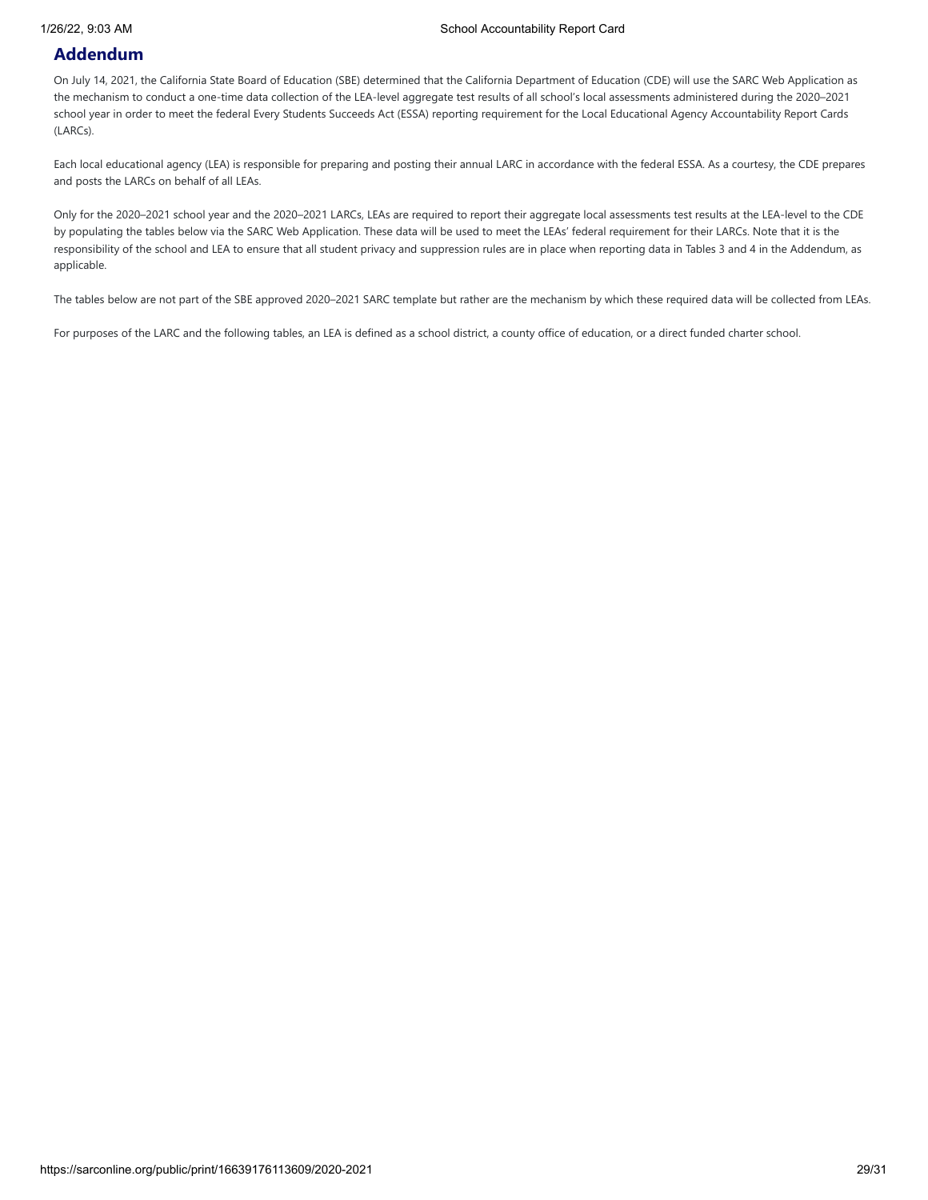## Addendum

On July 14, 2021, the California State Board of Education (SBE) determined that the California Department of Education (CDE) will use the SARC Web Application as the mechanism to conduct a one-time data collection of the LEA-level aggregate test results of all school's local assessments administered during the 2020–2021 school year in order to meet the federal Every Students Succeeds Act (ESSA) reporting requirement for the Local Educational Agency Accountability Report Cards (LARCs).

Each local educational agency (LEA) is responsible for preparing and posting their annual LARC in accordance with the federal ESSA. As a courtesy, the CDE prepares and posts the LARCs on behalf of all LEAs.

Only for the 2020–2021 school year and the 2020–2021 LARCs, LEAs are required to report their aggregate local assessments test results at the LEA-level to the CDE by populating the tables below via the SARC Web Application. These data will be used to meet the LEAs' federal requirement for their LARCs. Note that it is the responsibility of the school and LEA to ensure that all student privacy and suppression rules are in place when reporting data in Tables 3 and 4 in the Addendum, as applicable.

The tables below are not part of the SBE approved 2020–2021 SARC template but rather are the mechanism by which these required data will be collected from LEAs.

For purposes of the LARC and the following tables, an LEA is defined as a school district, a county office of education, or a direct funded charter school.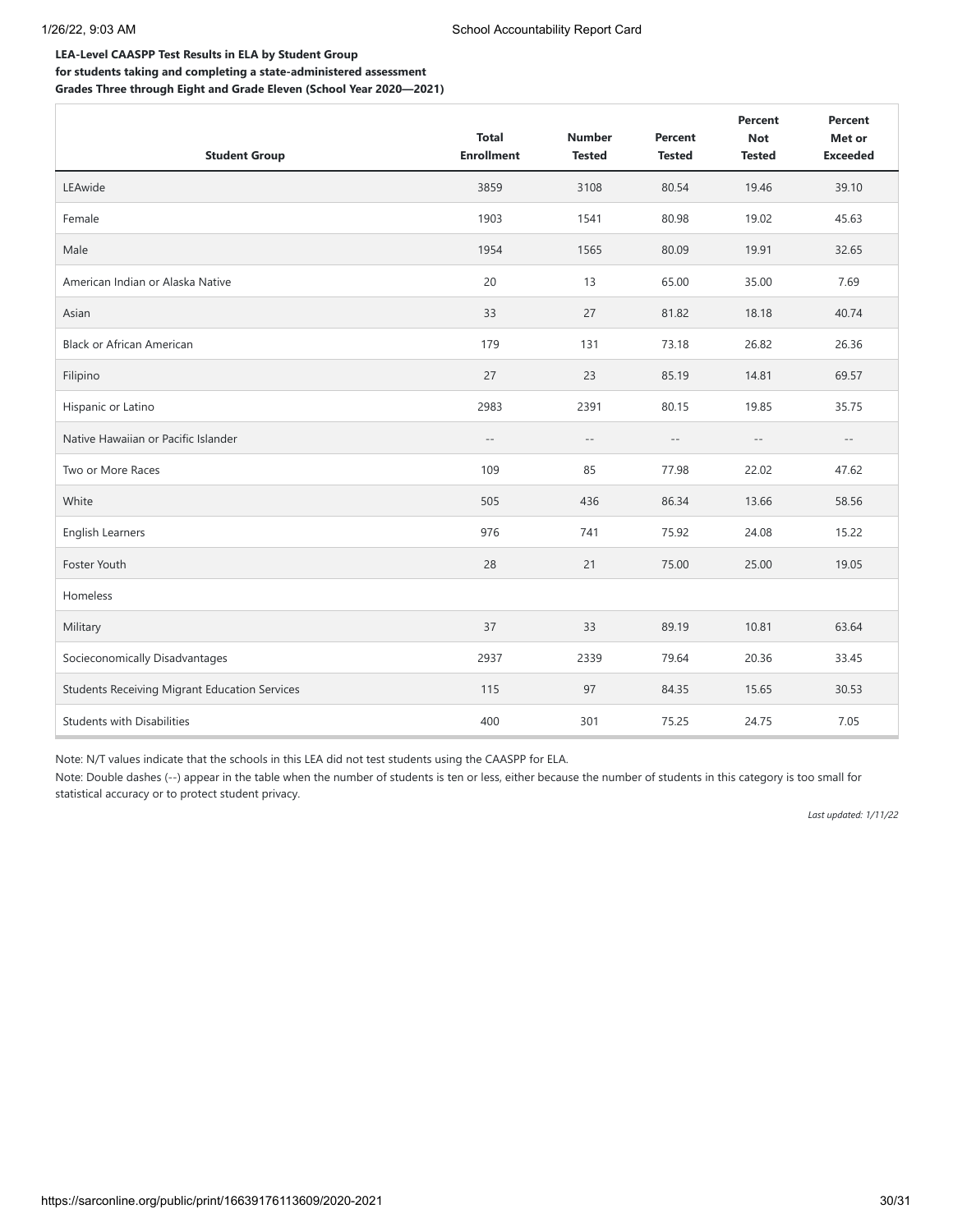**LEA-Level CAASPP Test Results in ELA by Student Group**
**for students taking and completing a state-administered assessment**
**Grades Three through Eight and Grade Eleven (School Year 2020—2021)**

| Student Group | Total Enrollment | Number Tested | Percent Tested | Percent Not Tested | Percent Met or Exceeded |
|---|---|---|---|---|---|
| LEAwide | 3859 | 3108 | 80.54 | 19.46 | 39.10 |
| Female | 1903 | 1541 | 80.98 | 19.02 | 45.63 |
| Male | 1954 | 1565 | 80.09 | 19.91 | 32.65 |
| American Indian or Alaska Native | 20 | 13 | 65.00 | 35.00 | 7.69 |
| Asian | 33 | 27 | 81.82 | 18.18 | 40.74 |
| Black or African American | 179 | 131 | 73.18 | 26.82 | 26.36 |
| Filipino | 27 | 23 | 85.19 | 14.81 | 69.57 |
| Hispanic or Latino | 2983 | 2391 | 80.15 | 19.85 | 35.75 |
| Native Hawaiian or Pacific Islander | -- | -- | -- | -- | -- |
| Two or More Races | 109 | 85 | 77.98 | 22.02 | 47.62 |
| White | 505 | 436 | 86.34 | 13.66 | 58.56 |
| English Learners | 976 | 741 | 75.92 | 24.08 | 15.22 |
| Foster Youth | 28 | 21 | 75.00 | 25.00 | 19.05 |
| Homeless | | | | | |
| Military | 37 | 33 | 89.19 | 10.81 | 63.64 |
| Socieconomically Disadvantages | 2937 | 2339 | 79.64 | 20.36 | 33.45 |
| Students Receiving Migrant Education Services | 115 | 97 | 84.35 | 15.65 | 30.53 |
| Students with Disabilities | 400 | 301 | 75.25 | 24.75 | 7.05 |

Note: N/T values indicate that the schools in this LEA did not test students using the CAASPP for ELA.

Note: Double dashes (--) appear in the table when the number of students is ten or less, either because the number of students in this category is too small for statistical accuracy or to protect student privacy.

*Last updated: 1/11/22*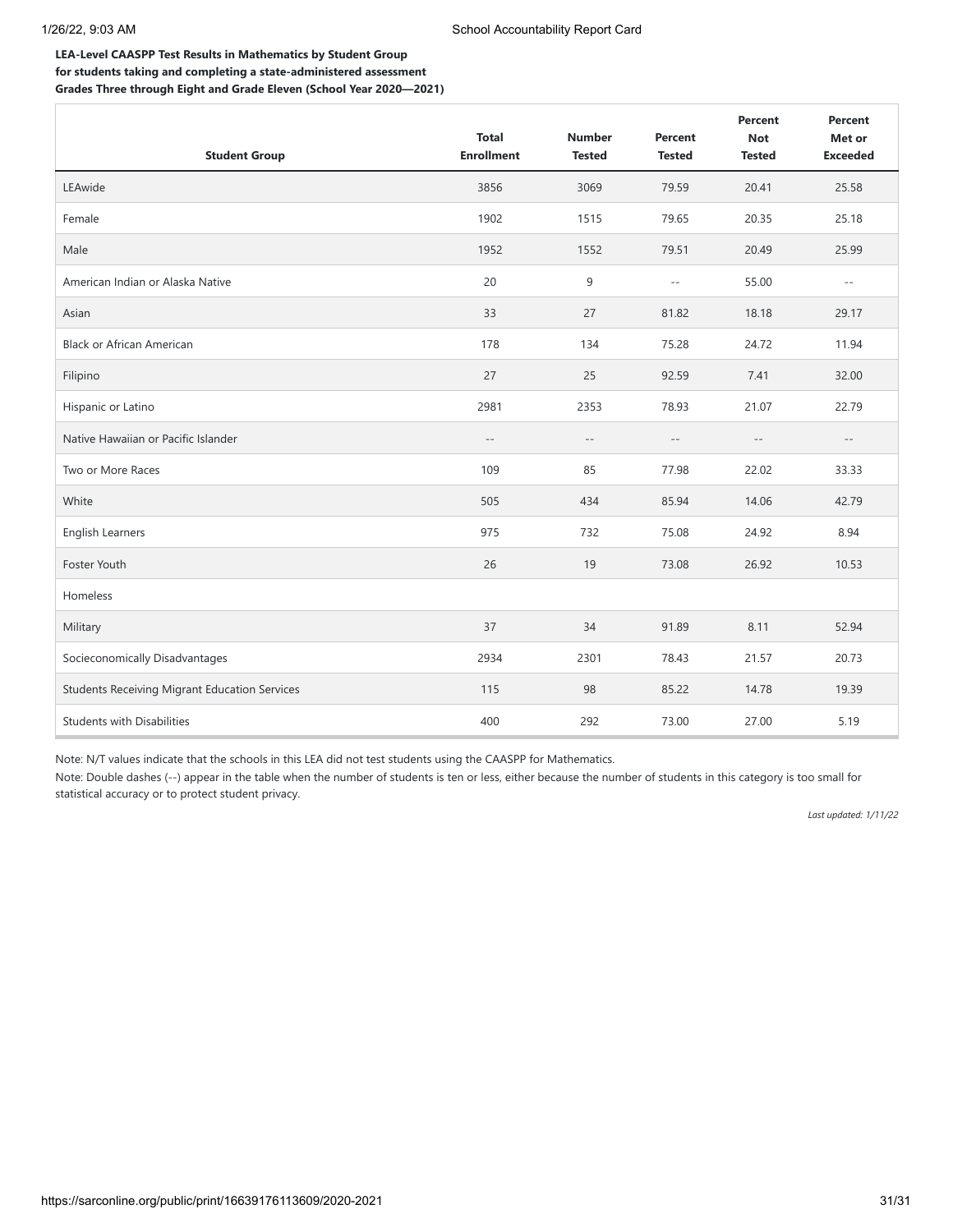**LEA-Level CAASPP Test Results in Mathematics by Student Group for students taking and completing a state-administered assessment Grades Three through Eight and Grade Eleven (School Year 2020—2021)**

| Student Group | Total Enrollment | Number Tested | Percent Tested | Percent Not Tested | Percent Met or Exceeded |
|---|---|---|---|---|---|
| LEAwide | 3856 | 3069 | 79.59 | 20.41 | 25.58 |
| Female | 1902 | 1515 | 79.65 | 20.35 | 25.18 |
| Male | 1952 | 1552 | 79.51 | 20.49 | 25.99 |
| American Indian or Alaska Native | 20 | 9 | -- | 55.00 | -- |
| Asian | 33 | 27 | 81.82 | 18.18 | 29.17 |
| Black or African American | 178 | 134 | 75.28 | 24.72 | 11.94 |
| Filipino | 27 | 25 | 92.59 | 7.41 | 32.00 |
| Hispanic or Latino | 2981 | 2353 | 78.93 | 21.07 | 22.79 |
| Native Hawaiian or Pacific Islander | -- | -- | -- | -- | -- |
| Two or More Races | 109 | 85 | 77.98 | 22.02 | 33.33 |
| White | 505 | 434 | 85.94 | 14.06 | 42.79 |
| English Learners | 975 | 732 | 75.08 | 24.92 | 8.94 |
| Foster Youth | 26 | 19 | 73.08 | 26.92 | 10.53 |
| Homeless | | | | | |
| Military | 37 | 34 | 91.89 | 8.11 | 52.94 |
| Socieconomically Disadvantages | 2934 | 2301 | 78.43 | 21.57 | 20.73 |
| Students Receiving Migrant Education Services | 115 | 98 | 85.22 | 14.78 | 19.39 |
| Students with Disabilities | 400 | 292 | 73.00 | 27.00 | 5.19 |

Note: N/T values indicate that the schools in this LEA did not test students using the CAASPP for Mathematics.

Note: Double dashes (--) appear in the table when the number of students is ten or less, either because the number of students in this category is too small for statistical accuracy or to protect student privacy.

*Last updated: 1/11/22*